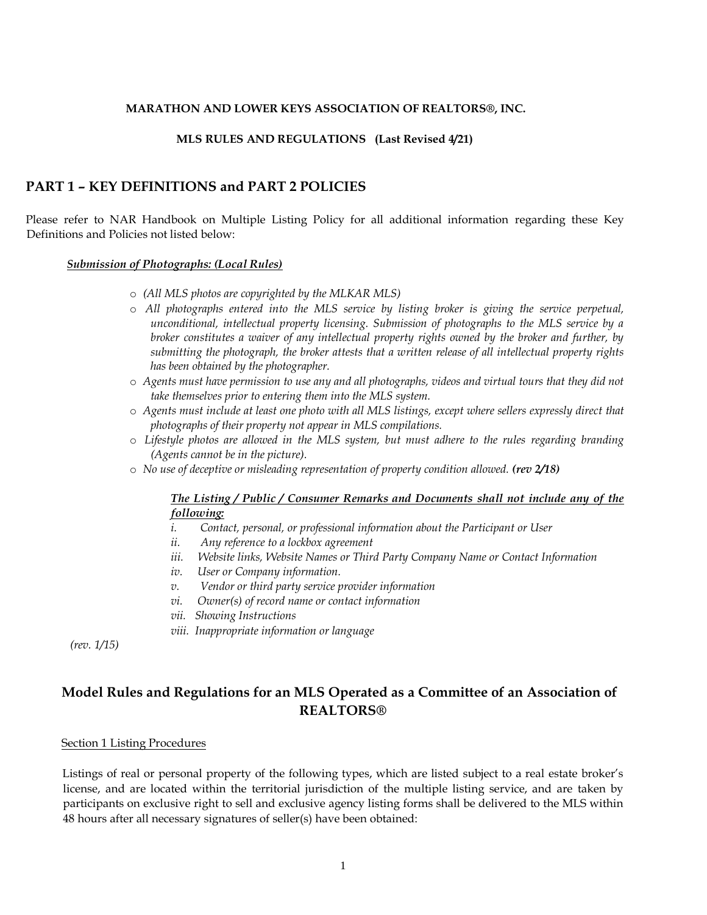**MARATHON AND LOWER KEYS ASSOCIATION OF REALTORS®, INC.**

**MLS RULES AND REGULATIONS (Last Revised 4/21)**

## PART 1 – KEY DEFINITIONS and PART 2 POLICIES

Please refer to NAR Handbook on Multiple Listing Policy for all additional information regarding these Key Definitions and Policies not listed below:

***Submission of Photographs: (Local Rules)***

- *(All MLS photos are copyrighted by the MLKAR MLS)*
- *All photographs entered into the MLS service by listing broker is giving the service perpetual, unconditional, intellectual property licensing. Submission of photographs to the MLS service by a broker constitutes a waiver of any intellectual property rights owned by the broker and further, by submitting the photograph, the broker attests that a written release of all intellectual property rights has been obtained by the photographer.*
- *Agents must have permission to use any and all photographs, videos and virtual tours that they did not take themselves prior to entering them into the MLS system.*
- *Agents must include at least one photo with all MLS listings, except where sellers expressly direct that photographs of their property not appear in MLS compilations.*
- *Lifestyle photos are allowed in the MLS system, but must adhere to the rules regarding branding (Agents cannot be in the picture).*
- *No use of deceptive or misleading representation of property condition allowed.* ***(rev 2/18)***

***The Listing / Public / Consumer Remarks and Documents shall not include any of the following:***

*i. Contact, personal, or professional information about the Participant or User*
*ii. Any reference to a lockbox agreement*
*iii. Website links, Website Names or Third Party Company Name or Contact Information*
*iv. User or Company information.*
*v. Vendor or third party service provider information*
*vi. Owner(s) of record name or contact information*
*vii. Showing Instructions*
*viii. Inappropriate information or language*

*(rev. 1/15)*

## Model Rules and Regulations for an MLS Operated as a Committee of an Association of REALTORS®

Section 1 Listing Procedures

Listings of real or personal property of the following types, which are listed subject to a real estate broker's license, and are located within the territorial jurisdiction of the multiple listing service, and are taken by participants on exclusive right to sell and exclusive agency listing forms shall be delivered to the MLS within 48 hours after all necessary signatures of seller(s) have been obtained: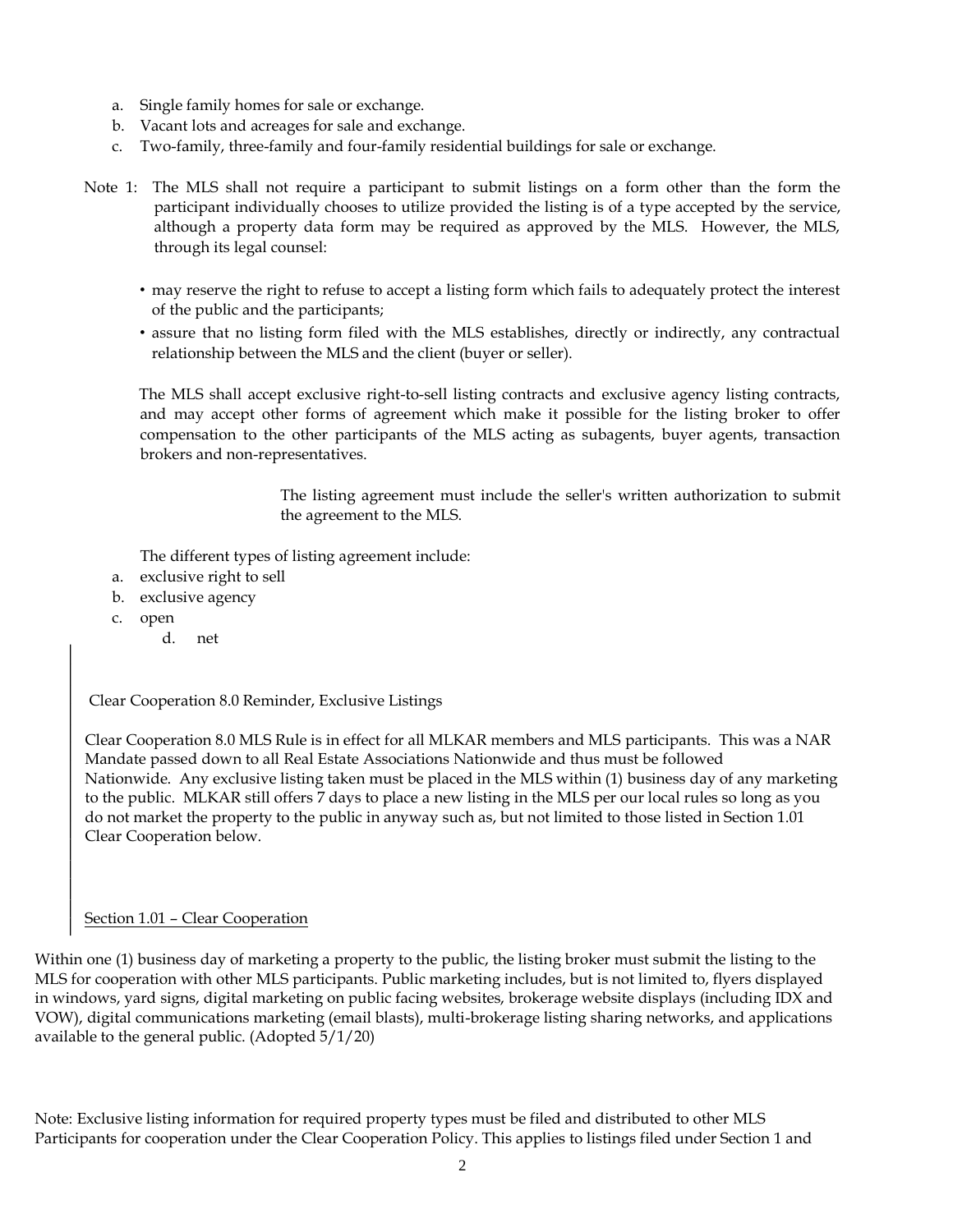a. Single family homes for sale or exchange.
b. Vacant lots and acreages for sale and exchange.
c. Two-family, three-family and four-family residential buildings for sale or exchange.

Note 1: The MLS shall not require a participant to submit listings on a form other than the form the participant individually chooses to utilize provided the listing is of a type accepted by the service, although a property data form may be required as approved by the MLS. However, the MLS, through its legal counsel:

- may reserve the right to refuse to accept a listing form which fails to adequately protect the interest of the public and the participants;
- assure that no listing form filed with the MLS establishes, directly or indirectly, any contractual relationship between the MLS and the client (buyer or seller).

The MLS shall accept exclusive right-to-sell listing contracts and exclusive agency listing contracts, and may accept other forms of agreement which make it possible for the listing broker to offer compensation to the other participants of the MLS acting as subagents, buyer agents, transaction brokers and non-representatives.

The listing agreement must include the seller's written authorization to submit the agreement to the MLS.

The different types of listing agreement include:

a. exclusive right to sell
b. exclusive agency
c. open
d. net

Clear Cooperation 8.0 Reminder, Exclusive Listings

Clear Cooperation 8.0 MLS Rule is in effect for all MLKAR members and MLS participants. This was a NAR Mandate passed down to all Real Estate Associations Nationwide and thus must be followed Nationwide. Any exclusive listing taken must be placed in the MLS within (1) business day of any marketing to the public. MLKAR still offers 7 days to place a new listing in the MLS per our local rules so long as you do not market the property to the public in anyway such as, but not limited to those listed in Section 1.01 Clear Cooperation below.

Section 1.01 – Clear Cooperation

Within one (1) business day of marketing a property to the public, the listing broker must submit the listing to the MLS for cooperation with other MLS participants. Public marketing includes, but is not limited to, flyers displayed in windows, yard signs, digital marketing on public facing websites, brokerage website displays (including IDX and VOW), digital communications marketing (email blasts), multi-brokerage listing sharing networks, and applications available to the general public. (Adopted 5/1/20)

Note: Exclusive listing information for required property types must be filed and distributed to other MLS Participants for cooperation under the Clear Cooperation Policy. This applies to listings filed under Section 1 and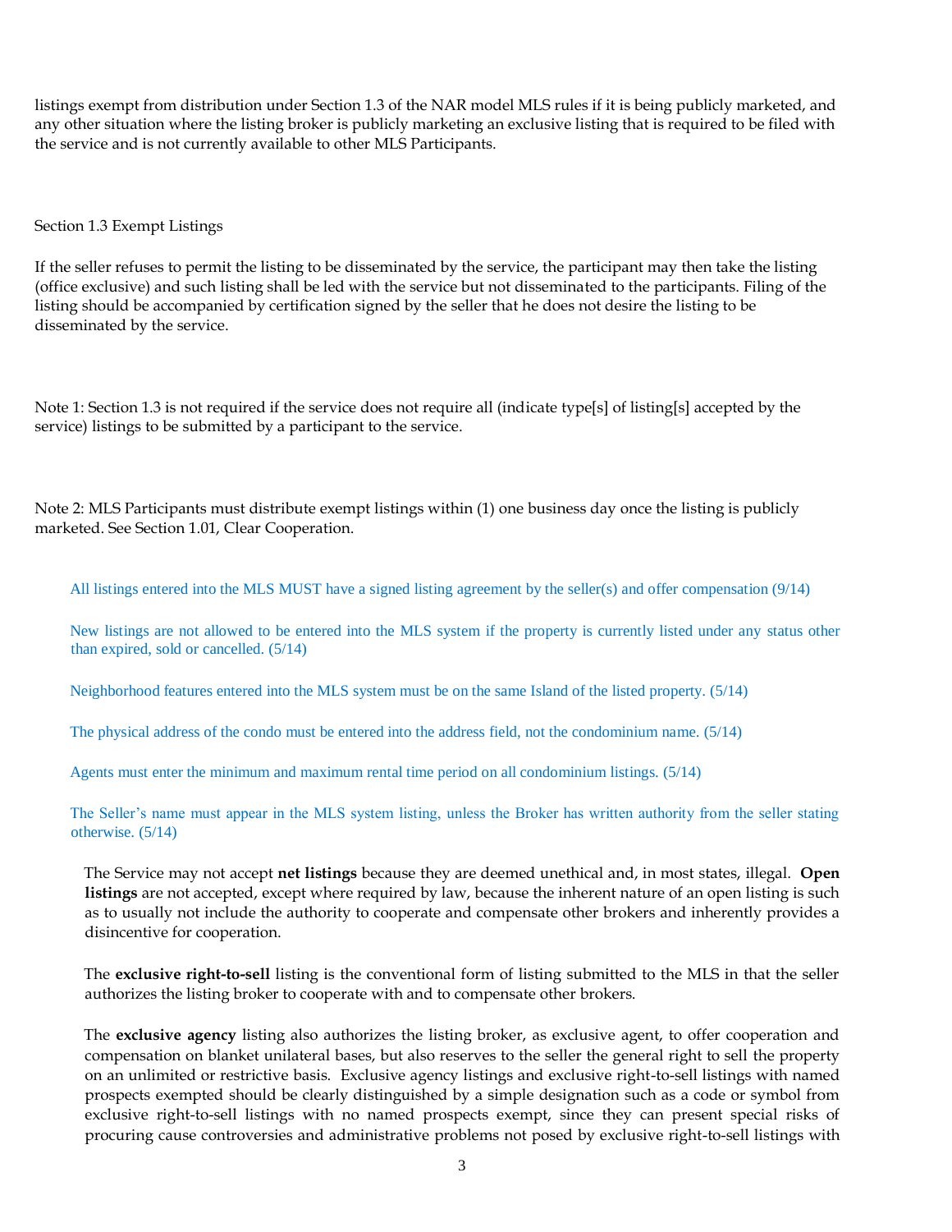listings exempt from distribution under Section 1.3 of the NAR model MLS rules if it is being publicly marketed, and any other situation where the listing broker is publicly marketing an exclusive listing that is required to be filed with the service and is not currently available to other MLS Participants.

Section 1.3 Exempt Listings

If the seller refuses to permit the listing to be disseminated by the service, the participant may then take the listing (office exclusive) and such listing shall be led with the service but not disseminated to the participants. Filing of the listing should be accompanied by certification signed by the seller that he does not desire the listing to be disseminated by the service.

Note 1: Section 1.3 is not required if the service does not require all (indicate type[s] of listing[s] accepted by the service) listings to be submitted by a participant to the service.

Note 2: MLS Participants must distribute exempt listings within (1) one business day once the listing is publicly marketed. See Section 1.01, Clear Cooperation.

All listings entered into the MLS MUST have a signed listing agreement by the seller(s) and offer compensation (9/14)

New listings are not allowed to be entered into the MLS system if the property is currently listed under any status other than expired, sold or cancelled. (5/14)

Neighborhood features entered into the MLS system must be on the same Island of the listed property. (5/14)

The physical address of the condo must be entered into the address field, not the condominium name. (5/14)

Agents must enter the minimum and maximum rental time period on all condominium listings. (5/14)

The Seller's name must appear in the MLS system listing, unless the Broker has written authority from the seller stating otherwise. (5/14)

The Service may not accept **net listings** because they are deemed unethical and, in most states, illegal. **Open listings** are not accepted, except where required by law, because the inherent nature of an open listing is such as to usually not include the authority to cooperate and compensate other brokers and inherently provides a disincentive for cooperation.

The **exclusive right-to-sell** listing is the conventional form of listing submitted to the MLS in that the seller authorizes the listing broker to cooperate with and to compensate other brokers.

The **exclusive agency** listing also authorizes the listing broker, as exclusive agent, to offer cooperation and compensation on blanket unilateral bases, but also reserves to the seller the general right to sell the property on an unlimited or restrictive basis. Exclusive agency listings and exclusive right-to-sell listings with named prospects exempted should be clearly distinguished by a simple designation such as a code or symbol from exclusive right-to-sell listings with no named prospects exempt, since they can present special risks of procuring cause controversies and administrative problems not posed by exclusive right-to-sell listings with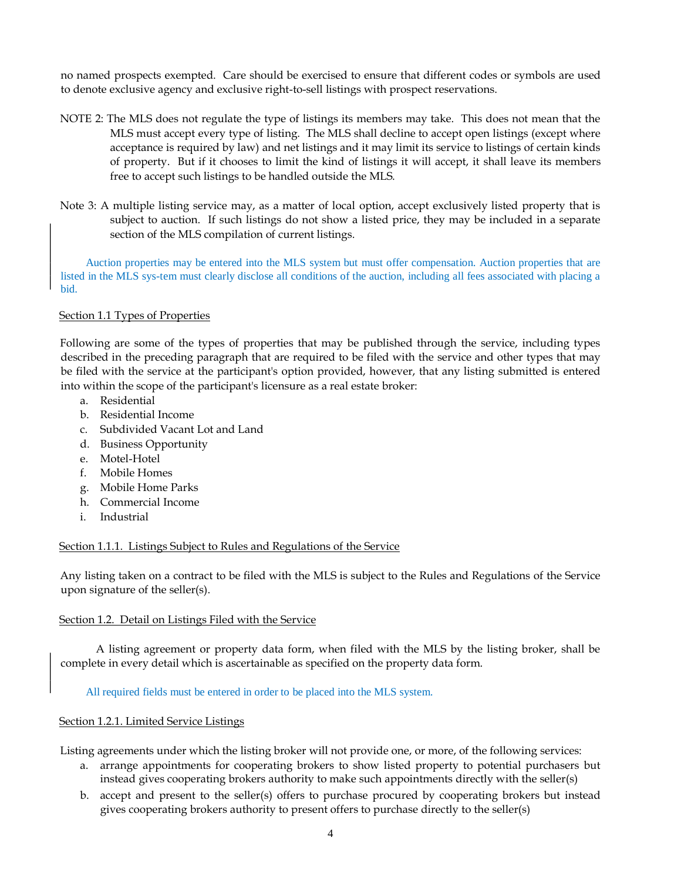no named prospects exempted. Care should be exercised to ensure that different codes or symbols are used to denote exclusive agency and exclusive right-to-sell listings with prospect reservations.

NOTE 2: The MLS does not regulate the type of listings its members may take. This does not mean that the MLS must accept every type of listing. The MLS shall decline to accept open listings (except where acceptance is required by law) and net listings and it may limit its service to listings of certain kinds of property. But if it chooses to limit the kind of listings it will accept, it shall leave its members free to accept such listings to be handled outside the MLS.

Note 3: A multiple listing service may, as a matter of local option, accept exclusively listed property that is subject to auction. If such listings do not show a listed price, they may be included in a separate section of the MLS compilation of current listings.

Auction properties may be entered into the MLS system but must offer compensation. Auction properties that are listed in the MLS sys-tem must clearly disclose all conditions of the auction, including all fees associated with placing a bid.

Section 1.1 Types of Properties

Following are some of the types of properties that may be published through the service, including types described in the preceding paragraph that are required to be filed with the service and other types that may be filed with the service at the participant's option provided, however, that any listing submitted is entered into within the scope of the participant's licensure as a real estate broker:

a. Residential
b. Residential Income
c. Subdivided Vacant Lot and Land
d. Business Opportunity
e. Motel-Hotel
f. Mobile Homes
g. Mobile Home Parks
h. Commercial Income
i. Industrial

Section 1.1.1. Listings Subject to Rules and Regulations of the Service

Any listing taken on a contract to be filed with the MLS is subject to the Rules and Regulations of the Service upon signature of the seller(s).

Section 1.2. Detail on Listings Filed with the Service

A listing agreement or property data form, when filed with the MLS by the listing broker, shall be complete in every detail which is ascertainable as specified on the property data form.

All required fields must be entered in order to be placed into the MLS system.

Section 1.2.1. Limited Service Listings

Listing agreements under which the listing broker will not provide one, or more, of the following services:

a. arrange appointments for cooperating brokers to show listed property to potential purchasers but instead gives cooperating brokers authority to make such appointments directly with the seller(s)
b. accept and present to the seller(s) offers to purchase procured by cooperating brokers but instead gives cooperating brokers authority to present offers to purchase directly to the seller(s)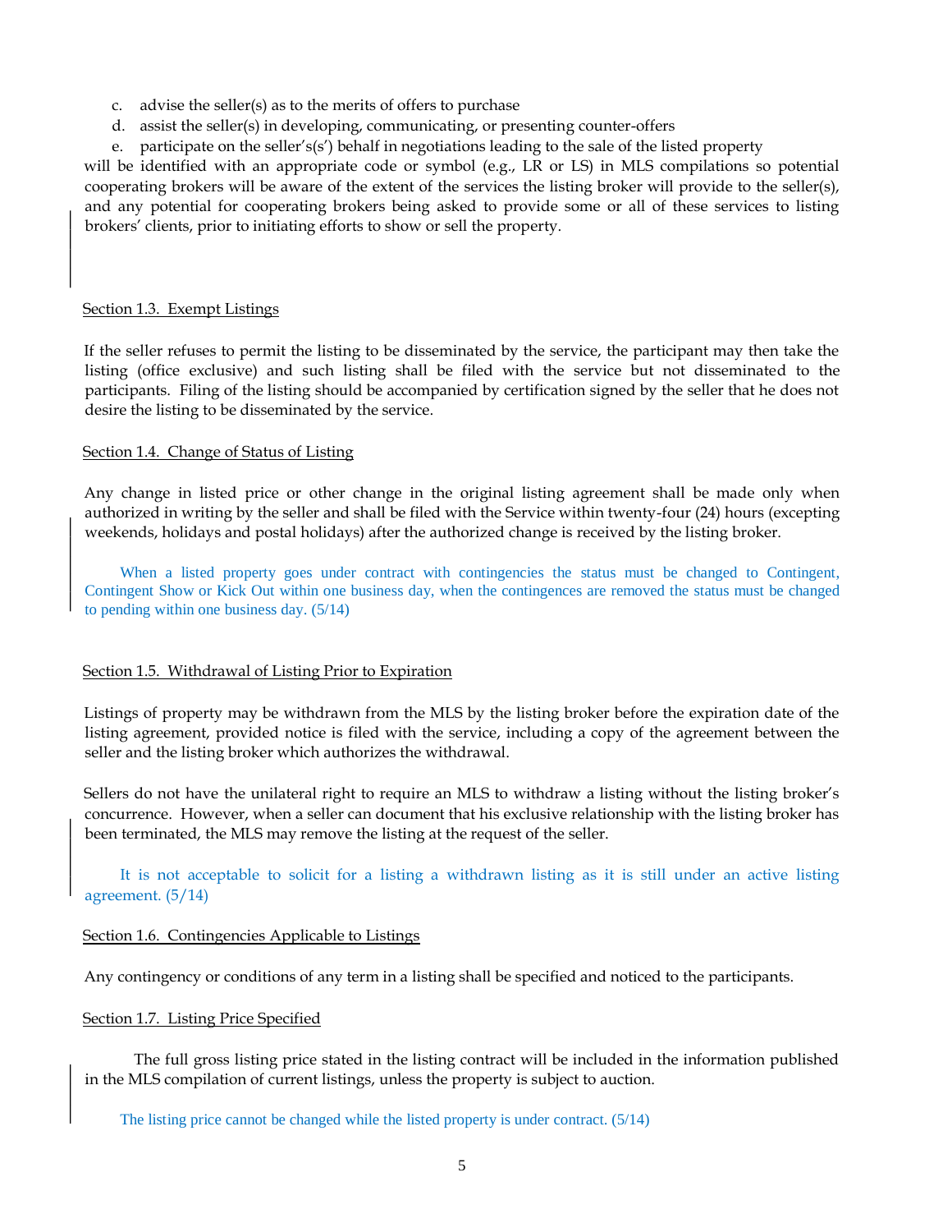c. advise the seller(s) as to the merits of offers to purchase
d. assist the seller(s) in developing, communicating, or presenting counter-offers
e. participate on the seller's(s') behalf in negotiations leading to the sale of the listed property

will be identified with an appropriate code or symbol (e.g., LR or LS) in MLS compilations so potential cooperating brokers will be aware of the extent of the services the listing broker will provide to the seller(s), and any potential for cooperating brokers being asked to provide some or all of these services to listing brokers' clients, prior to initiating efforts to show or sell the property.

Section 1.3. Exempt Listings

If the seller refuses to permit the listing to be disseminated by the service, the participant may then take the listing (office exclusive) and such listing shall be filed with the service but not disseminated to the participants. Filing of the listing should be accompanied by certification signed by the seller that he does not desire the listing to be disseminated by the service.

Section 1.4. Change of Status of Listing

Any change in listed price or other change in the original listing agreement shall be made only when authorized in writing by the seller and shall be filed with the Service within twenty-four (24) hours (excepting weekends, holidays and postal holidays) after the authorized change is received by the listing broker.

When a listed property goes under contract with contingencies the status must be changed to Contingent, Contingent Show or Kick Out within one business day, when the contingences are removed the status must be changed to pending within one business day. (5/14)

Section 1.5. Withdrawal of Listing Prior to Expiration

Listings of property may be withdrawn from the MLS by the listing broker before the expiration date of the listing agreement, provided notice is filed with the service, including a copy of the agreement between the seller and the listing broker which authorizes the withdrawal.

Sellers do not have the unilateral right to require an MLS to withdraw a listing without the listing broker's concurrence. However, when a seller can document that his exclusive relationship with the listing broker has been terminated, the MLS may remove the listing at the request of the seller.

It is not acceptable to solicit for a listing a withdrawn listing as it is still under an active listing agreement. (5/14)

Section 1.6. Contingencies Applicable to Listings

Any contingency or conditions of any term in a listing shall be specified and noticed to the participants.

Section 1.7. Listing Price Specified

The full gross listing price stated in the listing contract will be included in the information published in the MLS compilation of current listings, unless the property is subject to auction.

The listing price cannot be changed while the listed property is under contract. (5/14)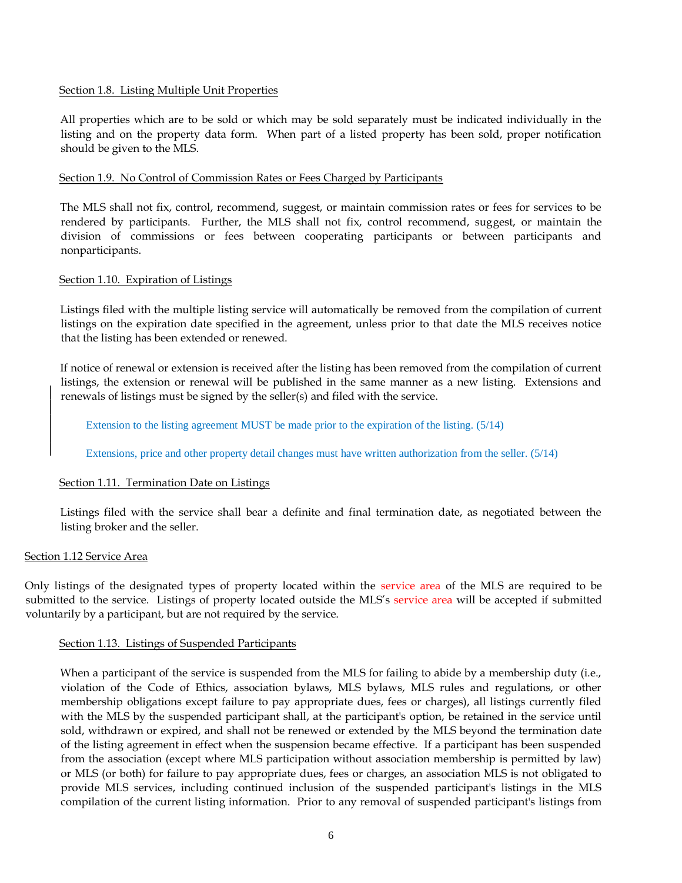Section 1.8. Listing Multiple Unit Properties

All properties which are to be sold or which may be sold separately must be indicated individually in the listing and on the property data form. When part of a listed property has been sold, proper notification should be given to the MLS.

Section 1.9. No Control of Commission Rates or Fees Charged by Participants

The MLS shall not fix, control, recommend, suggest, or maintain commission rates or fees for services to be rendered by participants. Further, the MLS shall not fix, control recommend, suggest, or maintain the division of commissions or fees between cooperating participants or between participants and nonparticipants.

Section 1.10. Expiration of Listings

Listings filed with the multiple listing service will automatically be removed from the compilation of current listings on the expiration date specified in the agreement, unless prior to that date the MLS receives notice that the listing has been extended or renewed.

If notice of renewal or extension is received after the listing has been removed from the compilation of current listings, the extension or renewal will be published in the same manner as a new listing. Extensions and renewals of listings must be signed by the seller(s) and filed with the service.

Extension to the listing agreement MUST be made prior to the expiration of the listing. (5/14)

Extensions, price and other property detail changes must have written authorization from the seller. (5/14)

Section 1.11. Termination Date on Listings

Listings filed with the service shall bear a definite and final termination date, as negotiated between the listing broker and the seller.

Section 1.12 Service Area

Only listings of the designated types of property located within the service area of the MLS are required to be submitted to the service. Listings of property located outside the MLS's service area will be accepted if submitted voluntarily by a participant, but are not required by the service.

Section 1.13. Listings of Suspended Participants

When a participant of the service is suspended from the MLS for failing to abide by a membership duty (i.e., violation of the Code of Ethics, association bylaws, MLS bylaws, MLS rules and regulations, or other membership obligations except failure to pay appropriate dues, fees or charges), all listings currently filed with the MLS by the suspended participant shall, at the participant's option, be retained in the service until sold, withdrawn or expired, and shall not be renewed or extended by the MLS beyond the termination date of the listing agreement in effect when the suspension became effective. If a participant has been suspended from the association (except where MLS participation without association membership is permitted by law) or MLS (or both) for failure to pay appropriate dues, fees or charges, an association MLS is not obligated to provide MLS services, including continued inclusion of the suspended participant's listings in the MLS compilation of the current listing information. Prior to any removal of suspended participant's listings from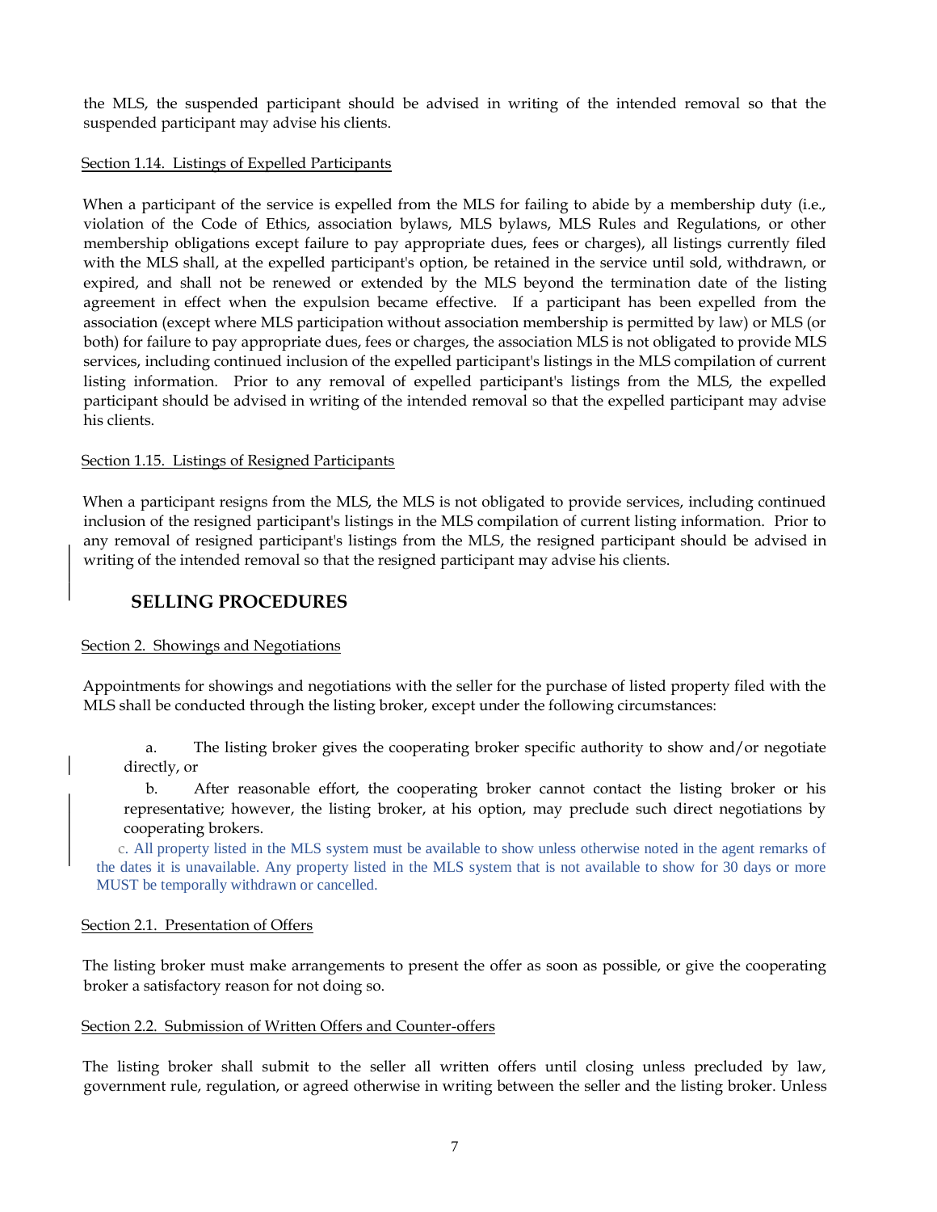the MLS, the suspended participant should be advised in writing of the intended removal so that the suspended participant may advise his clients.

Section 1.14. Listings of Expelled Participants

When a participant of the service is expelled from the MLS for failing to abide by a membership duty (i.e., violation of the Code of Ethics, association bylaws, MLS bylaws, MLS Rules and Regulations, or other membership obligations except failure to pay appropriate dues, fees or charges), all listings currently filed with the MLS shall, at the expelled participant's option, be retained in the service until sold, withdrawn, or expired, and shall not be renewed or extended by the MLS beyond the termination date of the listing agreement in effect when the expulsion became effective. If a participant has been expelled from the association (except where MLS participation without association membership is permitted by law) or MLS (or both) for failure to pay appropriate dues, fees or charges, the association MLS is not obligated to provide MLS services, including continued inclusion of the expelled participant's listings in the MLS compilation of current listing information. Prior to any removal of expelled participant's listings from the MLS, the expelled participant should be advised in writing of the intended removal so that the expelled participant may advise his clients.

Section 1.15. Listings of Resigned Participants

When a participant resigns from the MLS, the MLS is not obligated to provide services, including continued inclusion of the resigned participant's listings in the MLS compilation of current listing information. Prior to any removal of resigned participant's listings from the MLS, the resigned participant should be advised in writing of the intended removal so that the resigned participant may advise his clients.

## SELLING PROCEDURES

Section 2. Showings and Negotiations

Appointments for showings and negotiations with the seller for the purchase of listed property filed with the MLS shall be conducted through the listing broker, except under the following circumstances:

a. The listing broker gives the cooperating broker specific authority to show and/or negotiate directly, or

b. After reasonable effort, the cooperating broker cannot contact the listing broker or his representative; however, the listing broker, at his option, may preclude such direct negotiations by cooperating brokers.

c. All property listed in the MLS system must be available to show unless otherwise noted in the agent remarks of the dates it is unavailable. Any property listed in the MLS system that is not available to show for 30 days or more MUST be temporally withdrawn or cancelled.

Section 2.1. Presentation of Offers

The listing broker must make arrangements to present the offer as soon as possible, or give the cooperating broker a satisfactory reason for not doing so.

Section 2.2. Submission of Written Offers and Counter-offers

The listing broker shall submit to the seller all written offers until closing unless precluded by law, government rule, regulation, or agreed otherwise in writing between the seller and the listing broker. Unless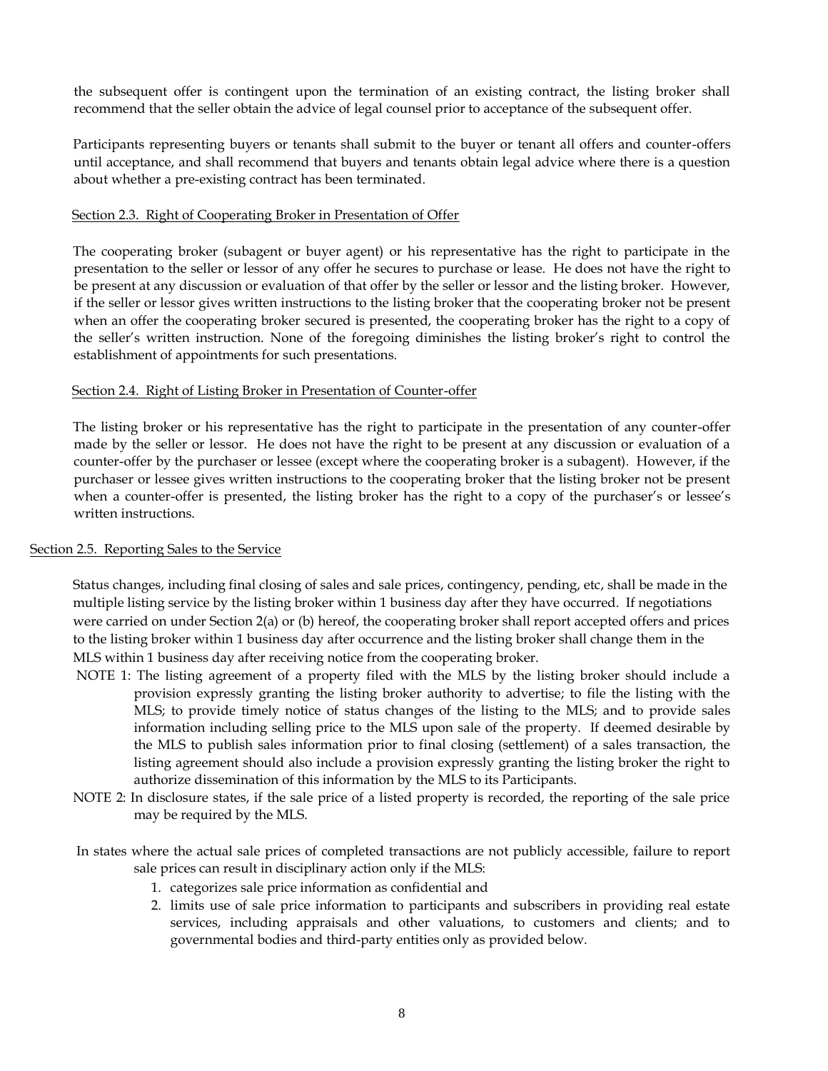the subsequent offer is contingent upon the termination of an existing contract, the listing broker shall recommend that the seller obtain the advice of legal counsel prior to acceptance of the subsequent offer.

Participants representing buyers or tenants shall submit to the buyer or tenant all offers and counter-offers until acceptance, and shall recommend that buyers and tenants obtain legal advice where there is a question about whether a pre-existing contract has been terminated.

### Section 2.3. Right of Cooperating Broker in Presentation of Offer

The cooperating broker (subagent or buyer agent) or his representative has the right to participate in the presentation to the seller or lessor of any offer he secures to purchase or lease. He does not have the right to be present at any discussion or evaluation of that offer by the seller or lessor and the listing broker. However, if the seller or lessor gives written instructions to the listing broker that the cooperating broker not be present when an offer the cooperating broker secured is presented, the cooperating broker has the right to a copy of the seller's written instruction. None of the foregoing diminishes the listing broker's right to control the establishment of appointments for such presentations.

### Section 2.4. Right of Listing Broker in Presentation of Counter-offer

The listing broker or his representative has the right to participate in the presentation of any counter-offer made by the seller or lessor. He does not have the right to be present at any discussion or evaluation of a counter-offer by the purchaser or lessee (except where the cooperating broker is a subagent). However, if the purchaser or lessee gives written instructions to the cooperating broker that the listing broker not be present when a counter-offer is presented, the listing broker has the right to a copy of the purchaser's or lessee's written instructions.

### Section 2.5. Reporting Sales to the Service

Status changes, including final closing of sales and sale prices, contingency, pending, etc, shall be made in the multiple listing service by the listing broker within 1 business day after they have occurred. If negotiations were carried on under Section 2(a) or (b) hereof, the cooperating broker shall report accepted offers and prices to the listing broker within 1 business day after occurrence and the listing broker shall change them in the MLS within 1 business day after receiving notice from the cooperating broker.

NOTE 1: The listing agreement of a property filed with the MLS by the listing broker should include a provision expressly granting the listing broker authority to advertise; to file the listing with the MLS; to provide timely notice of status changes of the listing to the MLS; and to provide sales information including selling price to the MLS upon sale of the property. If deemed desirable by the MLS to publish sales information prior to final closing (settlement) of a sales transaction, the listing agreement should also include a provision expressly granting the listing broker the right to authorize dissemination of this information by the MLS to its Participants.

NOTE 2: In disclosure states, if the sale price of a listed property is recorded, the reporting of the sale price may be required by the MLS.

In states where the actual sale prices of completed transactions are not publicly accessible, failure to report sale prices can result in disciplinary action only if the MLS:

1. categorizes sale price information as confidential and
2. limits use of sale price information to participants and subscribers in providing real estate services, including appraisals and other valuations, to customers and clients; and to governmental bodies and third-party entities only as provided below.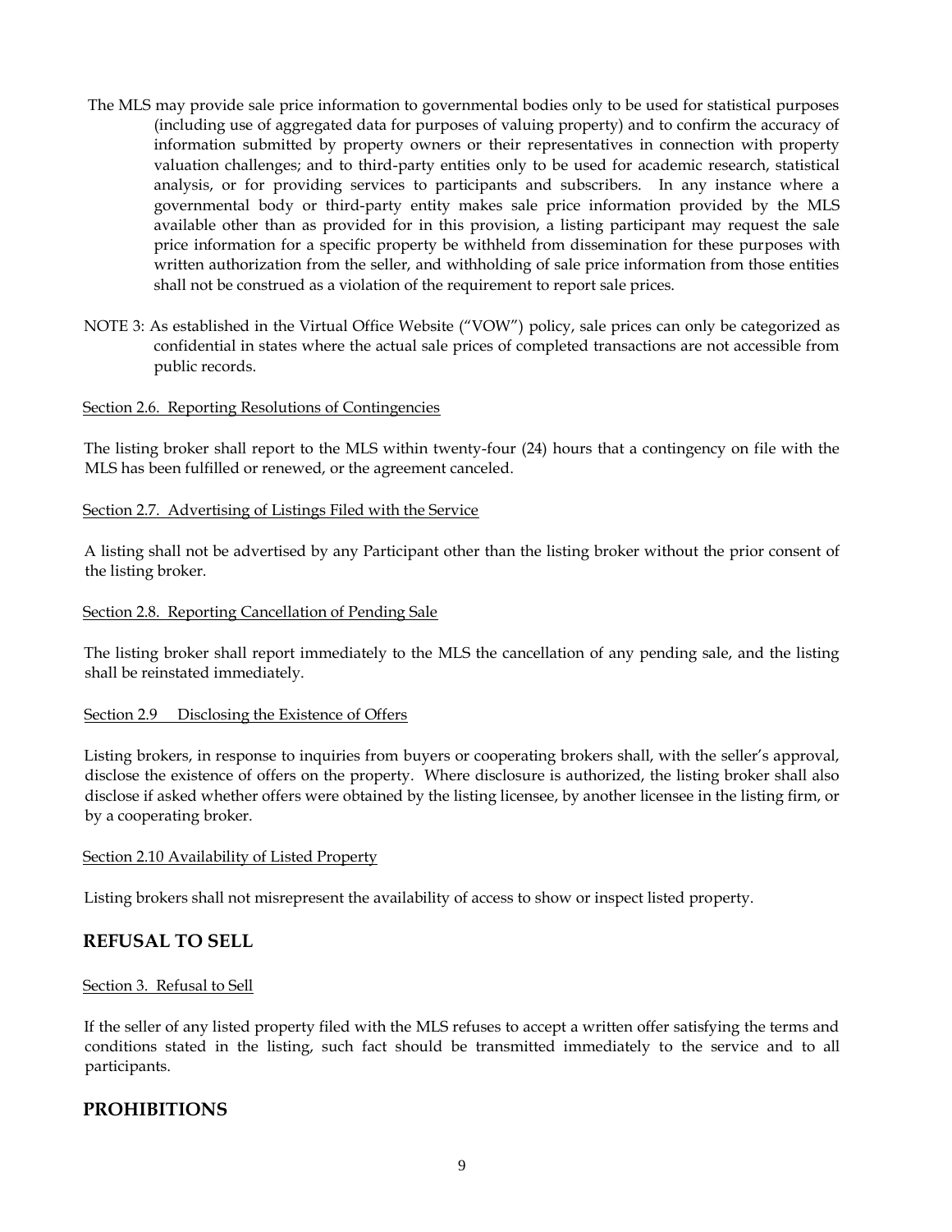The MLS may provide sale price information to governmental bodies only to be used for statistical purposes (including use of aggregated data for purposes of valuing property) and to confirm the accuracy of information submitted by property owners or their representatives in connection with property valuation challenges; and to third-party entities only to be used for academic research, statistical analysis, or for providing services to participants and subscribers. In any instance where a governmental body or third-party entity makes sale price information provided by the MLS available other than as provided for in this provision, a listing participant may request the sale price information for a specific property be withheld from dissemination for these purposes with written authorization from the seller, and withholding of sale price information from those entities shall not be construed as a violation of the requirement to report sale prices.

NOTE 3: As established in the Virtual Office Website ("VOW") policy, sale prices can only be categorized as confidential in states where the actual sale prices of completed transactions are not accessible from public records.

<u>Section 2.6. Reporting Resolutions of Contingencies</u>

The listing broker shall report to the MLS within twenty-four (24) hours that a contingency on file with the MLS has been fulfilled or renewed, or the agreement canceled.

<u>Section 2.7. Advertising of Listings Filed with the Service</u>

A listing shall not be advertised by any Participant other than the listing broker without the prior consent of the listing broker.

<u>Section 2.8. Reporting Cancellation of Pending Sale</u>

The listing broker shall report immediately to the MLS the cancellation of any pending sale, and the listing shall be reinstated immediately.

<u>Section 2.9 Disclosing the Existence of Offers</u>

Listing brokers, in response to inquiries from buyers or cooperating brokers shall, with the seller's approval, disclose the existence of offers on the property. Where disclosure is authorized, the listing broker shall also disclose if asked whether offers were obtained by the listing licensee, by another licensee in the listing firm, or by a cooperating broker.

<u>Section 2.10 Availability of Listed Property</u>

Listing brokers shall not misrepresent the availability of access to show or inspect listed property.

## REFUSAL TO SELL

<u>Section 3. Refusal to Sell</u>

If the seller of any listed property filed with the MLS refuses to accept a written offer satisfying the terms and conditions stated in the listing, such fact should be transmitted immediately to the service and to all participants.

## PROHIBITIONS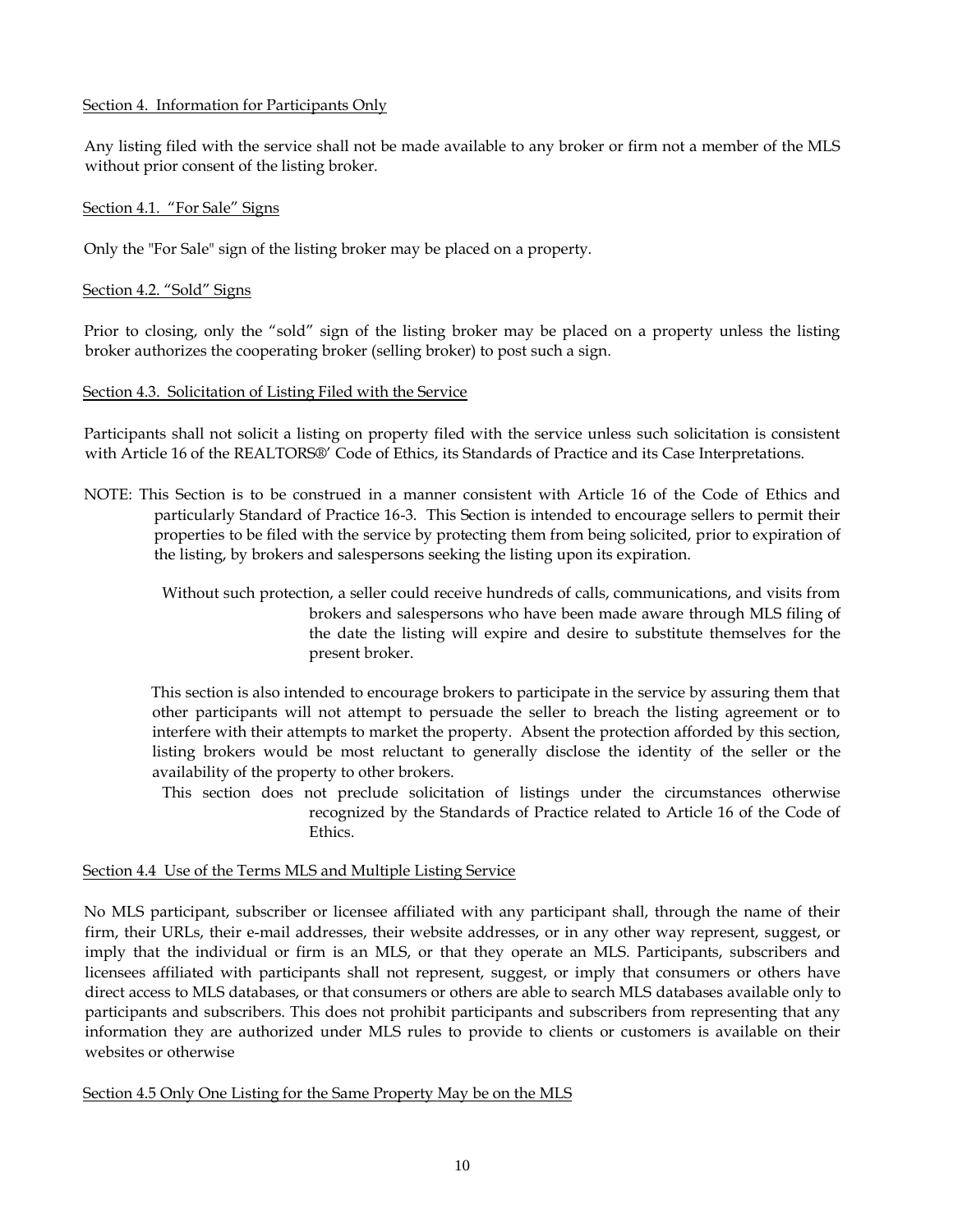Section 4. Information for Participants Only

Any listing filed with the service shall not be made available to any broker or firm not a member of the MLS without prior consent of the listing broker.

Section 4.1. "For Sale" Signs

Only the "For Sale" sign of the listing broker may be placed on a property.

Section 4.2. "Sold" Signs

Prior to closing, only the "sold" sign of the listing broker may be placed on a property unless the listing broker authorizes the cooperating broker (selling broker) to post such a sign.

Section 4.3. Solicitation of Listing Filed with the Service

Participants shall not solicit a listing on property filed with the service unless such solicitation is consistent with Article 16 of the REALTORS®' Code of Ethics, its Standards of Practice and its Case Interpretations.

NOTE: This Section is to be construed in a manner consistent with Article 16 of the Code of Ethics and particularly Standard of Practice 16-3. This Section is intended to encourage sellers to permit their properties to be filed with the service by protecting them from being solicited, prior to expiration of the listing, by brokers and salespersons seeking the listing upon its expiration.

Without such protection, a seller could receive hundreds of calls, communications, and visits from brokers and salespersons who have been made aware through MLS filing of the date the listing will expire and desire to substitute themselves for the present broker.

This section is also intended to encourage brokers to participate in the service by assuring them that other participants will not attempt to persuade the seller to breach the listing agreement or to interfere with their attempts to market the property. Absent the protection afforded by this section, listing brokers would be most reluctant to generally disclose the identity of the seller or the availability of the property to other brokers.

This section does not preclude solicitation of listings under the circumstances otherwise recognized by the Standards of Practice related to Article 16 of the Code of Ethics.

Section 4.4 Use of the Terms MLS and Multiple Listing Service

No MLS participant, subscriber or licensee affiliated with any participant shall, through the name of their firm, their URLs, their e-mail addresses, their website addresses, or in any other way represent, suggest, or imply that the individual or firm is an MLS, or that they operate an MLS. Participants, subscribers and licensees affiliated with participants shall not represent, suggest, or imply that consumers or others have direct access to MLS databases, or that consumers or others are able to search MLS databases available only to participants and subscribers. This does not prohibit participants and subscribers from representing that any information they are authorized under MLS rules to provide to clients or customers is available on their websites or otherwise

Section 4.5 Only One Listing for the Same Property May be on the MLS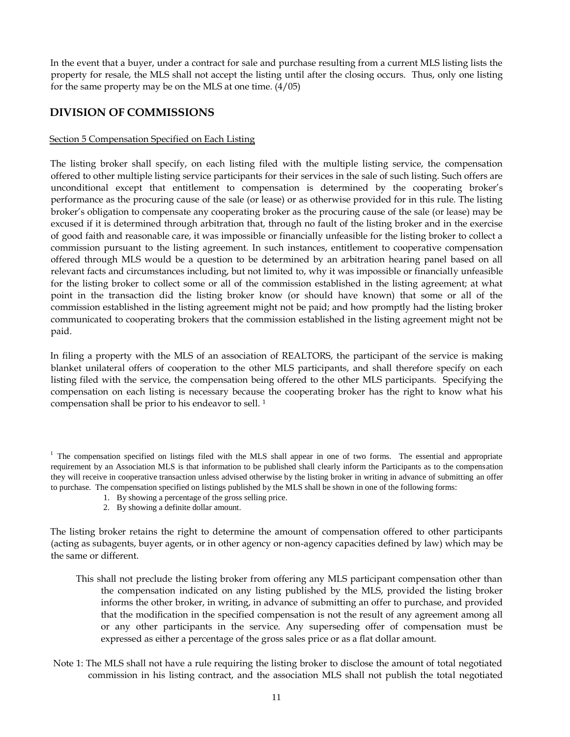In the event that a buyer, under a contract for sale and purchase resulting from a current MLS listing lists the property for resale, the MLS shall not accept the listing until after the closing occurs. Thus, only one listing for the same property may be on the MLS at one time. (4/05)

## DIVISION OF COMMISSIONS

Section 5 Compensation Specified on Each Listing

The listing broker shall specify, on each listing filed with the multiple listing service, the compensation offered to other multiple listing service participants for their services in the sale of such listing. Such offers are unconditional except that entitlement to compensation is determined by the cooperating broker's performance as the procuring cause of the sale (or lease) or as otherwise provided for in this rule. The listing broker's obligation to compensate any cooperating broker as the procuring cause of the sale (or lease) may be excused if it is determined through arbitration that, through no fault of the listing broker and in the exercise of good faith and reasonable care, it was impossible or financially unfeasible for the listing broker to collect a commission pursuant to the listing agreement. In such instances, entitlement to cooperative compensation offered through MLS would be a question to be determined by an arbitration hearing panel based on all relevant facts and circumstances including, but not limited to, why it was impossible or financially unfeasible for the listing broker to collect some or all of the commission established in the listing agreement; at what point in the transaction did the listing broker know (or should have known) that some or all of the commission established in the listing agreement might not be paid; and how promptly had the listing broker communicated to cooperating brokers that the commission established in the listing agreement might not be paid.

In filing a property with the MLS of an association of REALTORS, the participant of the service is making blanket unilateral offers of cooperation to the other MLS participants, and shall therefore specify on each listing filed with the service, the compensation being offered to the other MLS participants. Specifying the compensation on each listing is necessary because the cooperating broker has the right to know what his compensation shall be prior to his endeavor to sell. [1]

[1] The compensation specified on listings filed with the MLS shall appear in one of two forms. The essential and appropriate requirement by an Association MLS is that information to be published shall clearly inform the Participants as to the compensation they will receive in cooperative transaction unless advised otherwise by the listing broker in writing in advance of submitting an offer to purchase. The compensation specified on listings published by the MLS shall be shown in one of the following forms:

1. By showing a percentage of the gross selling price.
2. By showing a definite dollar amount.

The listing broker retains the right to determine the amount of compensation offered to other participants (acting as subagents, buyer agents, or in other agency or non-agency capacities defined by law) which may be the same or different.

This shall not preclude the listing broker from offering any MLS participant compensation other than the compensation indicated on any listing published by the MLS, provided the listing broker informs the other broker, in writing, in advance of submitting an offer to purchase, and provided that the modification in the specified compensation is not the result of any agreement among all or any other participants in the service. Any superseding offer of compensation must be expressed as either a percentage of the gross sales price or as a flat dollar amount.

Note 1: The MLS shall not have a rule requiring the listing broker to disclose the amount of total negotiated commission in his listing contract, and the association MLS shall not publish the total negotiated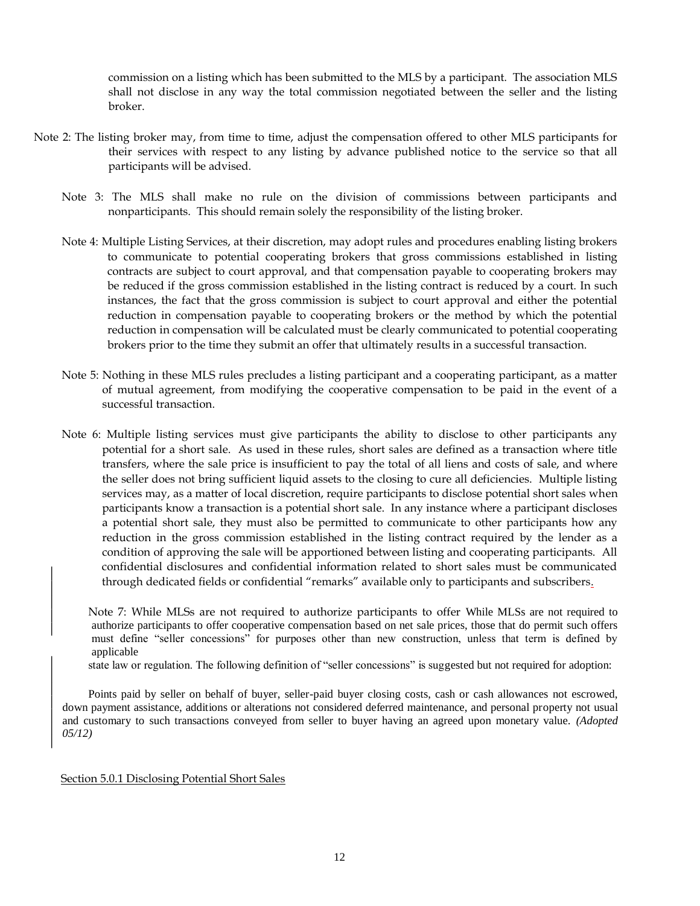commission on a listing which has been submitted to the MLS by a participant. The association MLS shall not disclose in any way the total commission negotiated between the seller and the listing broker.

Note 2: The listing broker may, from time to time, adjust the compensation offered to other MLS participants for their services with respect to any listing by advance published notice to the service so that all participants will be advised.

Note 3: The MLS shall make no rule on the division of commissions between participants and nonparticipants. This should remain solely the responsibility of the listing broker.

Note 4: Multiple Listing Services, at their discretion, may adopt rules and procedures enabling listing brokers to communicate to potential cooperating brokers that gross commissions established in listing contracts are subject to court approval, and that compensation payable to cooperating brokers may be reduced if the gross commission established in the listing contract is reduced by a court. In such instances, the fact that the gross commission is subject to court approval and either the potential reduction in compensation payable to cooperating brokers or the method by which the potential reduction in compensation will be calculated must be clearly communicated to potential cooperating brokers prior to the time they submit an offer that ultimately results in a successful transaction.

Note 5: Nothing in these MLS rules precludes a listing participant and a cooperating participant, as a matter of mutual agreement, from modifying the cooperative compensation to be paid in the event of a successful transaction.

Note 6: Multiple listing services must give participants the ability to disclose to other participants any potential for a short sale. As used in these rules, short sales are defined as a transaction where title transfers, where the sale price is insufficient to pay the total of all liens and costs of sale, and where the seller does not bring sufficient liquid assets to the closing to cure all deficiencies. Multiple listing services may, as a matter of local discretion, require participants to disclose potential short sales when participants know a transaction is a potential short sale. In any instance where a participant discloses a potential short sale, they must also be permitted to communicate to other participants how any reduction in the gross commission established in the listing contract required by the lender as a condition of approving the sale will be apportioned between listing and cooperating participants. All confidential disclosures and confidential information related to short sales must be communicated through dedicated fields or confidential "remarks" available only to participants and subscribers.

Note 7: While MLSs are not required to authorize participants to offer While MLSs are not required to authorize participants to offer cooperative compensation based on net sale prices, those that do permit such offers must define "seller concessions" for purposes other than new construction, unless that term is defined by applicable state law or regulation. The following definition of "seller concessions" is suggested but not required for adoption:

Points paid by seller on behalf of buyer, seller-paid buyer closing costs, cash or cash allowances not escrowed, down payment assistance, additions or alterations not considered deferred maintenance, and personal property not usual and customary to such transactions conveyed from seller to buyer having an agreed upon monetary value. *(Adopted 05/12)*

Section 5.0.1 Disclosing Potential Short Sales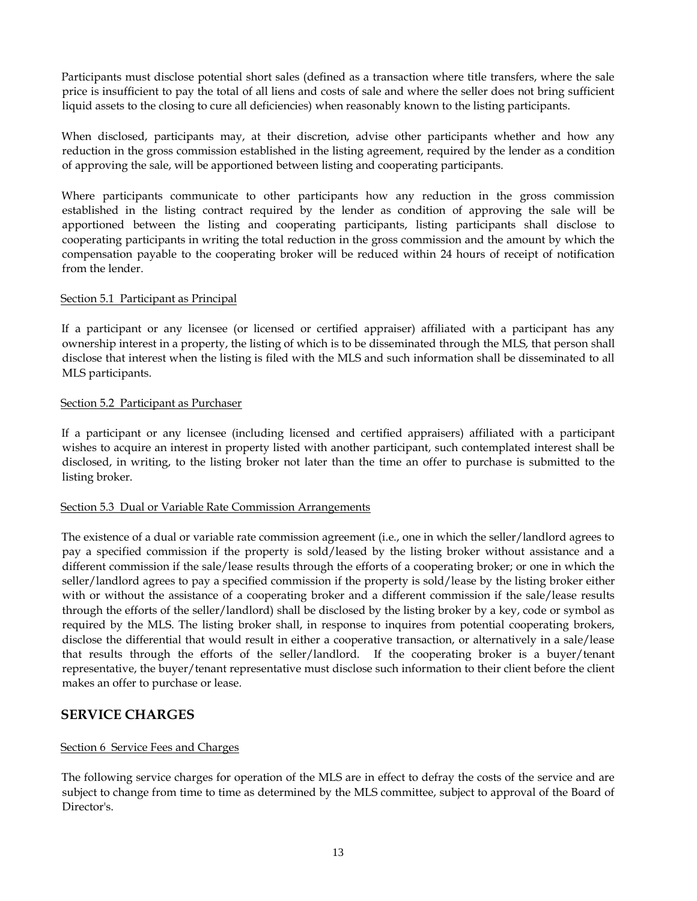Participants must disclose potential short sales (defined as a transaction where title transfers, where the sale price is insufficient to pay the total of all liens and costs of sale and where the seller does not bring sufficient liquid assets to the closing to cure all deficiencies) when reasonably known to the listing participants.

When disclosed, participants may, at their discretion, advise other participants whether and how any reduction in the gross commission established in the listing agreement, required by the lender as a condition of approving the sale, will be apportioned between listing and cooperating participants.

Where participants communicate to other participants how any reduction in the gross commission established in the listing contract required by the lender as condition of approving the sale will be apportioned between the listing and cooperating participants, listing participants shall disclose to cooperating participants in writing the total reduction in the gross commission and the amount by which the compensation payable to the cooperating broker will be reduced within 24 hours of receipt of notification from the lender.

Section 5.1 Participant as Principal

If a participant or any licensee (or licensed or certified appraiser) affiliated with a participant has any ownership interest in a property, the listing of which is to be disseminated through the MLS, that person shall disclose that interest when the listing is filed with the MLS and such information shall be disseminated to all MLS participants.

Section 5.2 Participant as Purchaser

If a participant or any licensee (including licensed and certified appraisers) affiliated with a participant wishes to acquire an interest in property listed with another participant, such contemplated interest shall be disclosed, in writing, to the listing broker not later than the time an offer to purchase is submitted to the listing broker.

Section 5.3 Dual or Variable Rate Commission Arrangements

The existence of a dual or variable rate commission agreement (i.e., one in which the seller/landlord agrees to pay a specified commission if the property is sold/leased by the listing broker without assistance and a different commission if the sale/lease results through the efforts of a cooperating broker; or one in which the seller/landlord agrees to pay a specified commission if the property is sold/lease by the listing broker either with or without the assistance of a cooperating broker and a different commission if the sale/lease results through the efforts of the seller/landlord) shall be disclosed by the listing broker by a key, code or symbol as required by the MLS. The listing broker shall, in response to inquires from potential cooperating brokers, disclose the differential that would result in either a cooperative transaction, or alternatively in a sale/lease that results through the efforts of the seller/landlord. If the cooperating broker is a buyer/tenant representative, the buyer/tenant representative must disclose such information to their client before the client makes an offer to purchase or lease.

## SERVICE CHARGES

Section 6 Service Fees and Charges

The following service charges for operation of the MLS are in effect to defray the costs of the service and are subject to change from time to time as determined by the MLS committee, subject to approval of the Board of Director's.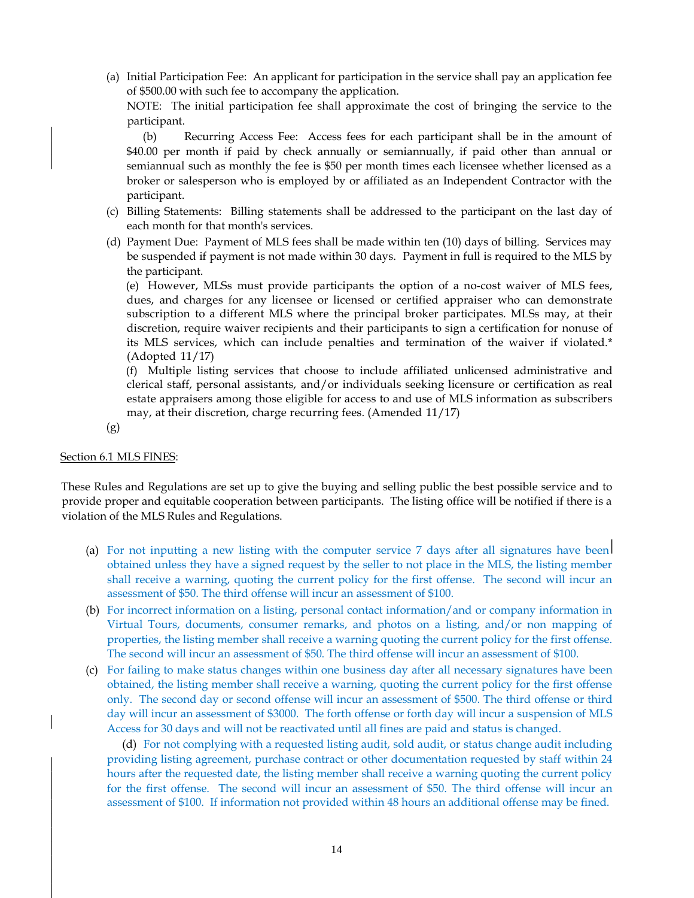(a) Initial Participation Fee: An applicant for participation in the service shall pay an application fee of $500.00 with such fee to accompany the application.

NOTE: The initial participation fee shall approximate the cost of bringing the service to the participant.

(b) Recurring Access Fee: Access fees for each participant shall be in the amount of $40.00 per month if paid by check annually or semiannually, if paid other than annual or semiannual such as monthly the fee is $50 per month times each licensee whether licensed as a broker or salesperson who is employed by or affiliated as an Independent Contractor with the participant.

(c) Billing Statements: Billing statements shall be addressed to the participant on the last day of each month for that month's services.

(d) Payment Due: Payment of MLS fees shall be made within ten (10) days of billing. Services may be suspended if payment is not made within 30 days. Payment in full is required to the MLS by the participant.

(e) However, MLSs must provide participants the option of a no-cost waiver of MLS fees, dues, and charges for any licensee or licensed or certified appraiser who can demonstrate subscription to a different MLS where the principal broker participates. MLSs may, at their discretion, require waiver recipients and their participants to sign a certification for nonuse of its MLS services, which can include penalties and termination of the waiver if violated.* (Adopted 11/17)

(f) Multiple listing services that choose to include affiliated unlicensed administrative and clerical staff, personal assistants, and/or individuals seeking licensure or certification as real estate appraisers among those eligible for access to and use of MLS information as subscribers may, at their discretion, charge recurring fees. (Amended 11/17)

(g)

Section 6.1 MLS FINES:

These Rules and Regulations are set up to give the buying and selling public the best possible service and to provide proper and equitable cooperation between participants. The listing office will be notified if there is a violation of the MLS Rules and Regulations.

(a) For not inputting a new listing with the computer service 7 days after all signatures have been obtained unless they have a signed request by the seller to not place in the MLS, the listing member shall receive a warning, quoting the current policy for the first offense. The second will incur an assessment of $50. The third offense will incur an assessment of $100.

(b) For incorrect information on a listing, personal contact information/and or company information in Virtual Tours, documents, consumer remarks, and photos on a listing, and/or non mapping of properties, the listing member shall receive a warning quoting the current policy for the first offense. The second will incur an assessment of $50. The third offense will incur an assessment of $100.

(c) For failing to make status changes within one business day after all necessary signatures have been obtained, the listing member shall receive a warning, quoting the current policy for the first offense only. The second day or second offense will incur an assessment of $500. The third offense or third day will incur an assessment of $3000. The forth offense or forth day will incur a suspension of MLS Access for 30 days and will not be reactivated until all fines are paid and status is changed.

(d) For not complying with a requested listing audit, sold audit, or status change audit including providing listing agreement, purchase contract or other documentation requested by staff within 24 hours after the requested date, the listing member shall receive a warning quoting the current policy for the first offense. The second will incur an assessment of $50. The third offense will incur an assessment of $100. If information not provided within 48 hours an additional offense may be fined.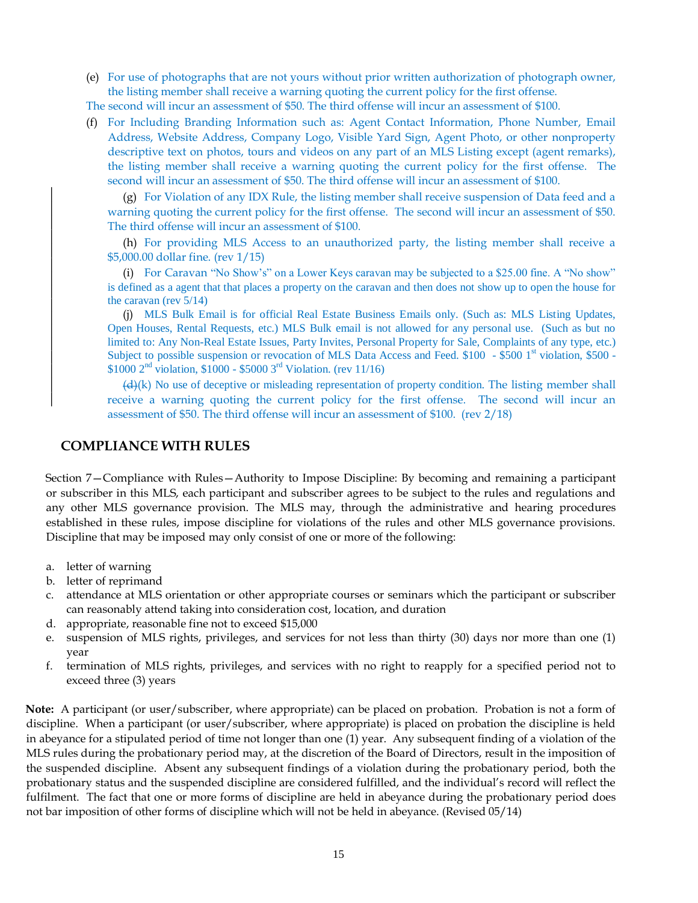(e) For use of photographs that are not yours without prior written authorization of photograph owner, the listing member shall receive a warning quoting the current policy for the first offense.

The second will incur an assessment of $50. The third offense will incur an assessment of $100.

(f) For Including Branding Information such as: Agent Contact Information, Phone Number, Email Address, Website Address, Company Logo, Visible Yard Sign, Agent Photo, or other nonproperty descriptive text on photos, tours and videos on any part of an MLS Listing except (agent remarks), the listing member shall receive a warning quoting the current policy for the first offense. The second will incur an assessment of $50. The third offense will incur an assessment of $100.

(g) For Violation of any IDX Rule, the listing member shall receive suspension of Data feed and a warning quoting the current policy for the first offense. The second will incur an assessment of $50. The third offense will incur an assessment of $100.

(h) For providing MLS Access to an unauthorized party, the listing member shall receive a $5,000.00 dollar fine. (rev 1/15)

(i) For Caravan "No Show's" on a Lower Keys caravan may be subjected to a $25.00 fine. A "No show" is defined as a agent that that places a property on the caravan and then does not show up to open the house for the caravan (rev 5/14)

(j) MLS Bulk Email is for official Real Estate Business Emails only. (Such as: MLS Listing Updates, Open Houses, Rental Requests, etc.) MLS Bulk email is not allowed for any personal use. (Such as but no limited to: Any Non-Real Estate Issues, Party Invites, Personal Property for Sale, Complaints of any type, etc.) Subject to possible suspension or revocation of MLS Data Access and Feed. $100 - $500 1st violation, $500 - $1000 2nd violation, $1000 - $5000 3rd Violation. (rev 11/16)

~~(d)~~(k) No use of deceptive or misleading representation of property condition. The listing member shall receive a warning quoting the current policy for the first offense. The second will incur an assessment of $50. The third offense will incur an assessment of $100. (rev 2/18)

## COMPLIANCE WITH RULES

Section 7—Compliance with Rules—Authority to Impose Discipline: By becoming and remaining a participant or subscriber in this MLS, each participant and subscriber agrees to be subject to the rules and regulations and any other MLS governance provision. The MLS may, through the administrative and hearing procedures established in these rules, impose discipline for violations of the rules and other MLS governance provisions. Discipline that may be imposed may only consist of one or more of the following:

a. letter of warning
b. letter of reprimand
c. attendance at MLS orientation or other appropriate courses or seminars which the participant or subscriber can reasonably attend taking into consideration cost, location, and duration
d. appropriate, reasonable fine not to exceed $15,000
e. suspension of MLS rights, privileges, and services for not less than thirty (30) days nor more than one (1) year
f. termination of MLS rights, privileges, and services with no right to reapply for a specified period not to exceed three (3) years

**Note:** A participant (or user/subscriber, where appropriate) can be placed on probation. Probation is not a form of discipline. When a participant (or user/subscriber, where appropriate) is placed on probation the discipline is held in abeyance for a stipulated period of time not longer than one (1) year. Any subsequent finding of a violation of the MLS rules during the probationary period may, at the discretion of the Board of Directors, result in the imposition of the suspended discipline. Absent any subsequent findings of a violation during the probationary period, both the probationary status and the suspended discipline are considered fulfilled, and the individual's record will reflect the fulfilment. The fact that one or more forms of discipline are held in abeyance during the probationary period does not bar imposition of other forms of discipline which will not be held in abeyance. (Revised 05/14)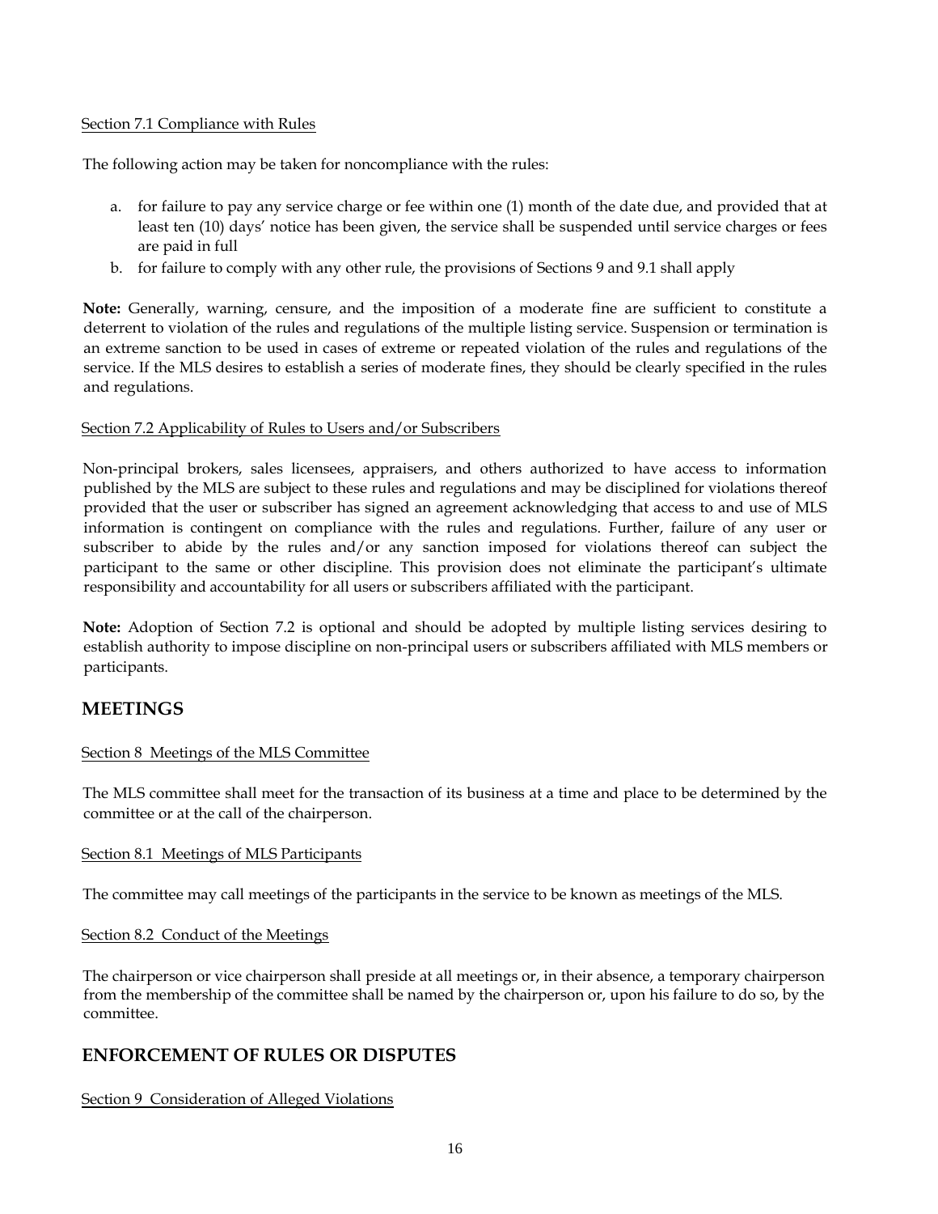Section 7.1 Compliance with Rules

The following action may be taken for noncompliance with the rules:

a. for failure to pay any service charge or fee within one (1) month of the date due, and provided that at least ten (10) days' notice has been given, the service shall be suspended until service charges or fees are paid in full
b. for failure to comply with any other rule, the provisions of Sections 9 and 9.1 shall apply

**Note:** Generally, warning, censure, and the imposition of a moderate fine are sufficient to constitute a deterrent to violation of the rules and regulations of the multiple listing service. Suspension or termination is an extreme sanction to be used in cases of extreme or repeated violation of the rules and regulations of the service. If the MLS desires to establish a series of moderate fines, they should be clearly specified in the rules and regulations.

Section 7.2 Applicability of Rules to Users and/or Subscribers

Non-principal brokers, sales licensees, appraisers, and others authorized to have access to information published by the MLS are subject to these rules and regulations and may be disciplined for violations thereof provided that the user or subscriber has signed an agreement acknowledging that access to and use of MLS information is contingent on compliance with the rules and regulations. Further, failure of any user or subscriber to abide by the rules and/or any sanction imposed for violations thereof can subject the participant to the same or other discipline. This provision does not eliminate the participant's ultimate responsibility and accountability for all users or subscribers affiliated with the participant.

**Note:** Adoption of Section 7.2 is optional and should be adopted by multiple listing services desiring to establish authority to impose discipline on non-principal users or subscribers affiliated with MLS members or participants.

## MEETINGS

Section 8 Meetings of the MLS Committee

The MLS committee shall meet for the transaction of its business at a time and place to be determined by the committee or at the call of the chairperson.

Section 8.1 Meetings of MLS Participants

The committee may call meetings of the participants in the service to be known as meetings of the MLS.

Section 8.2 Conduct of the Meetings

The chairperson or vice chairperson shall preside at all meetings or, in their absence, a temporary chairperson from the membership of the committee shall be named by the chairperson or, upon his failure to do so, by the committee.

## ENFORCEMENT OF RULES OR DISPUTES

Section 9 Consideration of Alleged Violations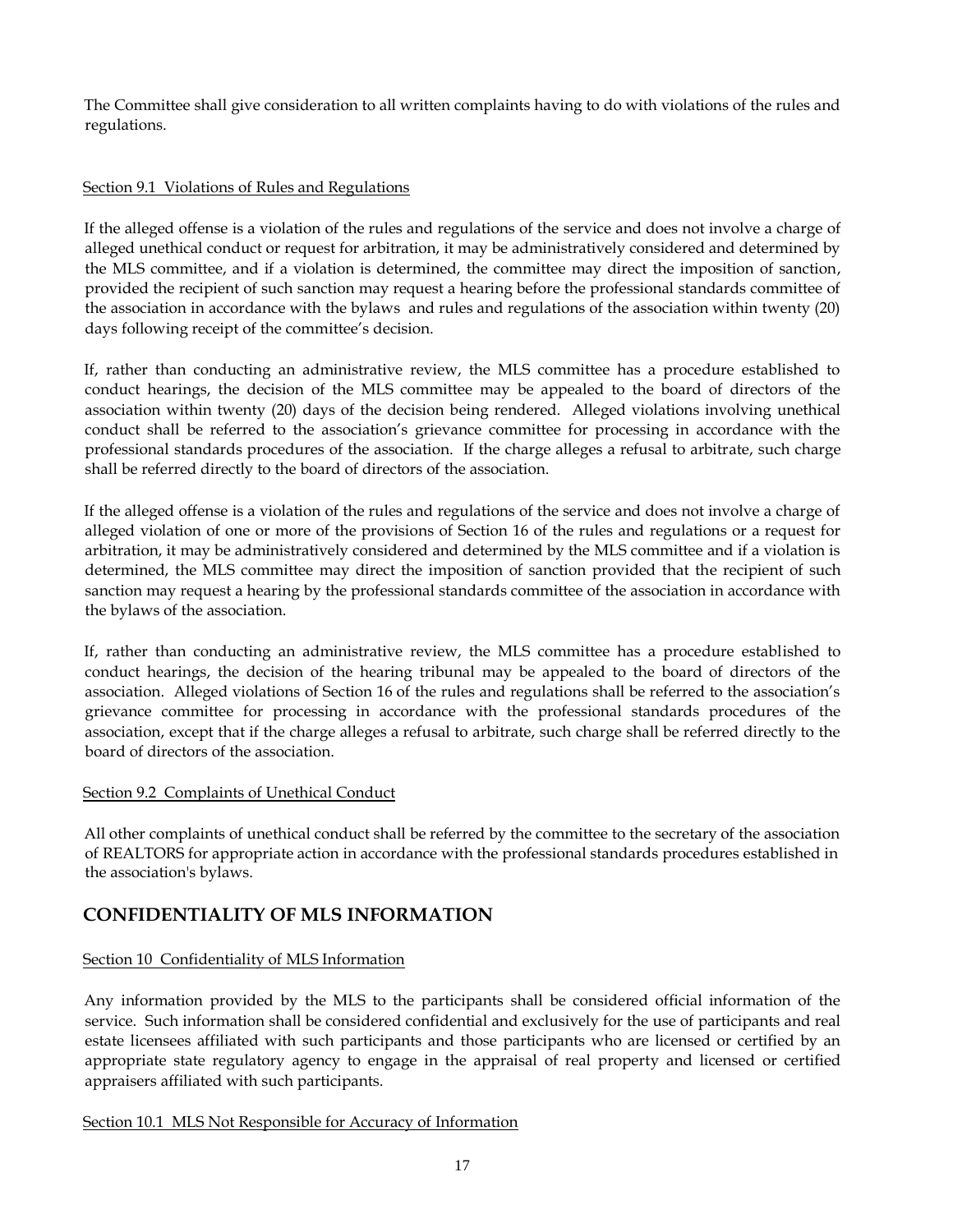The Committee shall give consideration to all written complaints having to do with violations of the rules and regulations.

Section 9.1 Violations of Rules and Regulations

If the alleged offense is a violation of the rules and regulations of the service and does not involve a charge of alleged unethical conduct or request for arbitration, it may be administratively considered and determined by the MLS committee, and if a violation is determined, the committee may direct the imposition of sanction, provided the recipient of such sanction may request a hearing before the professional standards committee of the association in accordance with the bylaws and rules and regulations of the association within twenty (20) days following receipt of the committee's decision.

If, rather than conducting an administrative review, the MLS committee has a procedure established to conduct hearings, the decision of the MLS committee may be appealed to the board of directors of the association within twenty (20) days of the decision being rendered. Alleged violations involving unethical conduct shall be referred to the association's grievance committee for processing in accordance with the professional standards procedures of the association. If the charge alleges a refusal to arbitrate, such charge shall be referred directly to the board of directors of the association.

If the alleged offense is a violation of the rules and regulations of the service and does not involve a charge of alleged violation of one or more of the provisions of Section 16 of the rules and regulations or a request for arbitration, it may be administratively considered and determined by the MLS committee and if a violation is determined, the MLS committee may direct the imposition of sanction provided that the recipient of such sanction may request a hearing by the professional standards committee of the association in accordance with the bylaws of the association.

If, rather than conducting an administrative review, the MLS committee has a procedure established to conduct hearings, the decision of the hearing tribunal may be appealed to the board of directors of the association. Alleged violations of Section 16 of the rules and regulations shall be referred to the association's grievance committee for processing in accordance with the professional standards procedures of the association, except that if the charge alleges a refusal to arbitrate, such charge shall be referred directly to the board of directors of the association.

Section 9.2 Complaints of Unethical Conduct

All other complaints of unethical conduct shall be referred by the committee to the secretary of the association of REALTORS for appropriate action in accordance with the professional standards procedures established in the association's bylaws.

## CONFIDENTIALITY OF MLS INFORMATION

Section 10 Confidentiality of MLS Information

Any information provided by the MLS to the participants shall be considered official information of the service. Such information shall be considered confidential and exclusively for the use of participants and real estate licensees affiliated with such participants and those participants who are licensed or certified by an appropriate state regulatory agency to engage in the appraisal of real property and licensed or certified appraisers affiliated with such participants.

Section 10.1 MLS Not Responsible for Accuracy of Information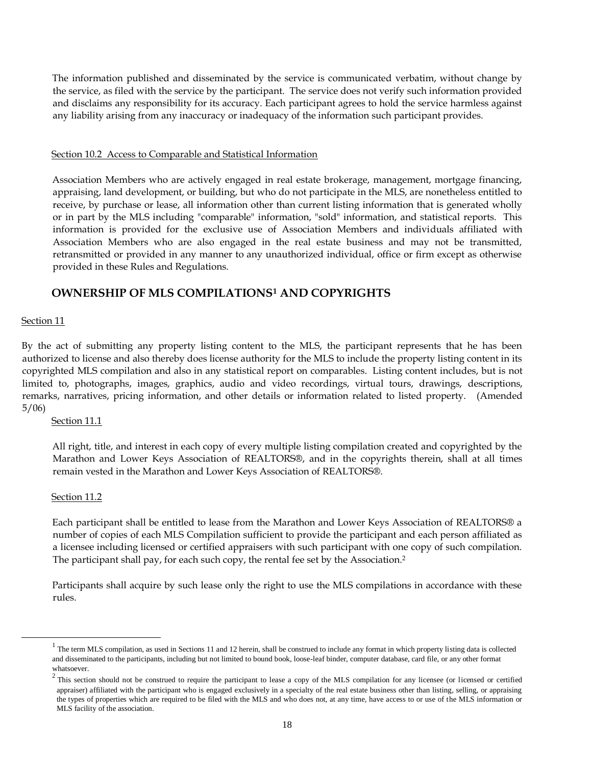The information published and disseminated by the service is communicated verbatim, without change by the service, as filed with the service by the participant. The service does not verify such information provided and disclaims any responsibility for its accuracy. Each participant agrees to hold the service harmless against any liability arising from any inaccuracy or inadequacy of the information such participant provides.

Section 10.2 Access to Comparable and Statistical Information

Association Members who are actively engaged in real estate brokerage, management, mortgage financing, appraising, land development, or building, but who do not participate in the MLS, are nonetheless entitled to receive, by purchase or lease, all information other than current listing information that is generated wholly or in part by the MLS including "comparable" information, "sold" information, and statistical reports. This information is provided for the exclusive use of Association Members and individuals affiliated with Association Members who are also engaged in the real estate business and may not be transmitted, retransmitted or provided in any manner to any unauthorized individual, office or firm except as otherwise provided in these Rules and Regulations.

## OWNERSHIP OF MLS COMPILATIONS[1] AND COPYRIGHTS

Section 11

By the act of submitting any property listing content to the MLS, the participant represents that he has been authorized to license and also thereby does license authority for the MLS to include the property listing content in its copyrighted MLS compilation and also in any statistical report on comparables. Listing content includes, but is not limited to, photographs, images, graphics, audio and video recordings, virtual tours, drawings, descriptions, remarks, narratives, pricing information, and other details or information related to listed property. (Amended 5/06)

Section 11.1

All right, title, and interest in each copy of every multiple listing compilation created and copyrighted by the Marathon and Lower Keys Association of REALTORS®, and in the copyrights therein, shall at all times remain vested in the Marathon and Lower Keys Association of REALTORS®.

Section 11.2

Each participant shall be entitled to lease from the Marathon and Lower Keys Association of REALTORS® a number of copies of each MLS Compilation sufficient to provide the participant and each person affiliated as a licensee including licensed or certified appraisers with such participant with one copy of such compilation. The participant shall pay, for each such copy, the rental fee set by the Association.[2]

Participants shall acquire by such lease only the right to use the MLS compilations in accordance with these rules.

---

[1] The term MLS compilation, as used in Sections 11 and 12 herein, shall be construed to include any format in which property listing data is collected and disseminated to the participants, including but not limited to bound book, loose-leaf binder, computer database, card file, or any other format whatsoever.

[2] This section should not be construed to require the participant to lease a copy of the MLS compilation for any licensee (or licensed or certified appraiser) affiliated with the participant who is engaged exclusively in a specialty of the real estate business other than listing, selling, or appraising the types of properties which are required to be filed with the MLS and who does not, at any time, have access to or use of the MLS information or MLS facility of the association.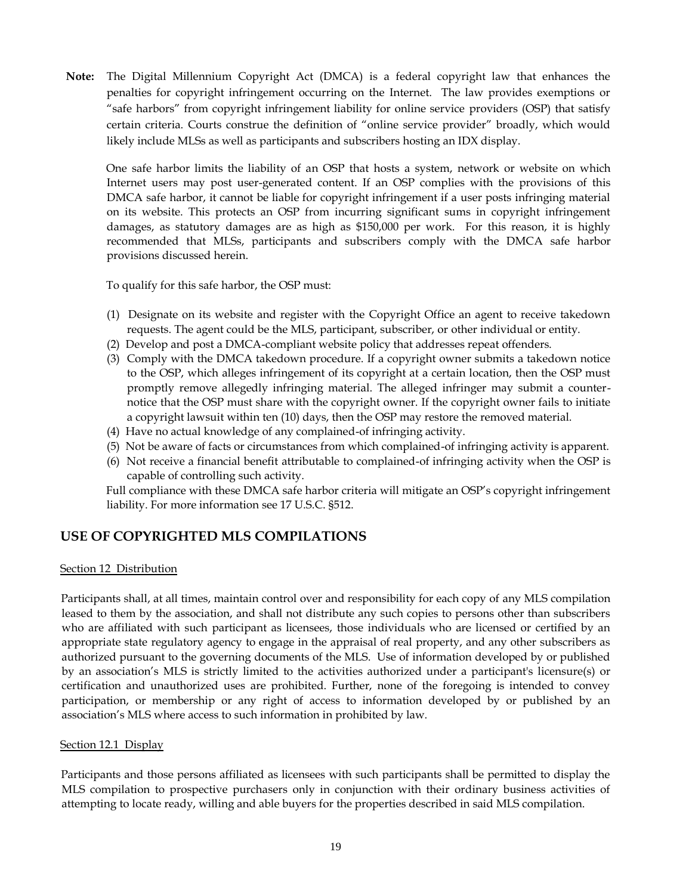**Note:** The Digital Millennium Copyright Act (DMCA) is a federal copyright law that enhances the penalties for copyright infringement occurring on the Internet. The law provides exemptions or "safe harbors" from copyright infringement liability for online service providers (OSP) that satisfy certain criteria. Courts construe the definition of "online service provider" broadly, which would likely include MLSs as well as participants and subscribers hosting an IDX display.

One safe harbor limits the liability of an OSP that hosts a system, network or website on which Internet users may post user-generated content. If an OSP complies with the provisions of this DMCA safe harbor, it cannot be liable for copyright infringement if a user posts infringing material on its website. This protects an OSP from incurring significant sums in copyright infringement damages, as statutory damages are as high as $150,000 per work. For this reason, it is highly recommended that MLSs, participants and subscribers comply with the DMCA safe harbor provisions discussed herein.

To qualify for this safe harbor, the OSP must:

(1) Designate on its website and register with the Copyright Office an agent to receive takedown requests. The agent could be the MLS, participant, subscriber, or other individual or entity.
(2) Develop and post a DMCA-compliant website policy that addresses repeat offenders.
(3) Comply with the DMCA takedown procedure. If a copyright owner submits a takedown notice to the OSP, which alleges infringement of its copyright at a certain location, then the OSP must promptly remove allegedly infringing material. The alleged infringer may submit a counter-notice that the OSP must share with the copyright owner. If the copyright owner fails to initiate a copyright lawsuit within ten (10) days, then the OSP may restore the removed material.
(4) Have no actual knowledge of any complained-of infringing activity.
(5) Not be aware of facts or circumstances from which complained-of infringing activity is apparent.
(6) Not receive a financial benefit attributable to complained-of infringing activity when the OSP is capable of controlling such activity.

Full compliance with these DMCA safe harbor criteria will mitigate an OSP's copyright infringement liability. For more information see 17 U.S.C. §512.

## USE OF COPYRIGHTED MLS COMPILATIONS

Section 12 Distribution

Participants shall, at all times, maintain control over and responsibility for each copy of any MLS compilation leased to them by the association, and shall not distribute any such copies to persons other than subscribers who are affiliated with such participant as licensees, those individuals who are licensed or certified by an appropriate state regulatory agency to engage in the appraisal of real property, and any other subscribers as authorized pursuant to the governing documents of the MLS. Use of information developed by or published by an association's MLS is strictly limited to the activities authorized under a participant's licensure(s) or certification and unauthorized uses are prohibited. Further, none of the foregoing is intended to convey participation, or membership or any right of access to information developed or published by an association's MLS where access to such information in prohibited by law.

Section 12.1 Display

Participants and those persons affiliated as licensees with such participants shall be permitted to display the MLS compilation to prospective purchasers only in conjunction with their ordinary business activities of attempting to locate ready, willing and able buyers for the properties described in said MLS compilation.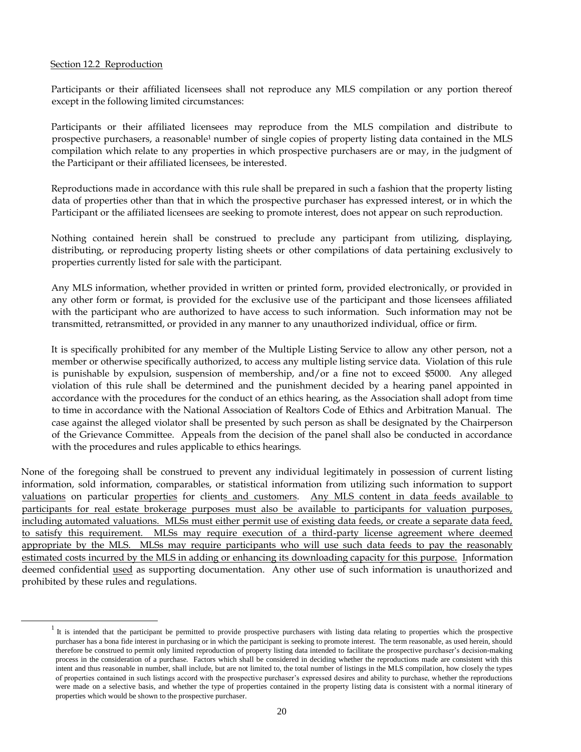Section 12.2 Reproduction

Participants or their affiliated licensees shall not reproduce any MLS compilation or any portion thereof except in the following limited circumstances:

Participants or their affiliated licensees may reproduce from the MLS compilation and distribute to prospective purchasers, a reasonable[1] number of single copies of property listing data contained in the MLS compilation which relate to any properties in which prospective purchasers are or may, in the judgment of the Participant or their affiliated licensees, be interested.

Reproductions made in accordance with this rule shall be prepared in such a fashion that the property listing data of properties other than that in which the prospective purchaser has expressed interest, or in which the Participant or the affiliated licensees are seeking to promote interest, does not appear on such reproduction.

Nothing contained herein shall be construed to preclude any participant from utilizing, displaying, distributing, or reproducing property listing sheets or other compilations of data pertaining exclusively to properties currently listed for sale with the participant.

Any MLS information, whether provided in written or printed form, provided electronically, or provided in any other form or format, is provided for the exclusive use of the participant and those licensees affiliated with the participant who are authorized to have access to such information. Such information may not be transmitted, retransmitted, or provided in any manner to any unauthorized individual, office or firm.

It is specifically prohibited for any member of the Multiple Listing Service to allow any other person, not a member or otherwise specifically authorized, to access any multiple listing service data. Violation of this rule is punishable by expulsion, suspension of membership, and/or a fine not to exceed $5000. Any alleged violation of this rule shall be determined and the punishment decided by a hearing panel appointed in accordance with the procedures for the conduct of an ethics hearing, as the Association shall adopt from time to time in accordance with the National Association of Realtors Code of Ethics and Arbitration Manual. The case against the alleged violator shall be presented by such person as shall be designated by the Chairperson of the Grievance Committee. Appeals from the decision of the panel shall also be conducted in accordance with the procedures and rules applicable to ethics hearings.

None of the foregoing shall be construed to prevent any individual legitimately in possession of current listing information, sold information, comparables, or statistical information from utilizing such information to support valuations on particular properties for clients and customers. Any MLS content in data feeds available to participants for real estate brokerage purposes must also be available to participants for valuation purposes, including automated valuations. MLSs must either permit use of existing data feeds, or create a separate data feed, to satisfy this requirement. MLSs may require execution of a third-party license agreement where deemed appropriate by the MLS. MLSs may require participants who will use such data feeds to pay the reasonably estimated costs incurred by the MLS in adding or enhancing its downloading capacity for this purpose. Information deemed confidential used as supporting documentation. Any other use of such information is unauthorized and prohibited by these rules and regulations.

---

[1] It is intended that the participant be permitted to provide prospective purchasers with listing data relating to properties which the prospective purchaser has a bona fide interest in purchasing or in which the participant is seeking to promote interest. The term reasonable, as used herein, should therefore be construed to permit only limited reproduction of property listing data intended to facilitate the prospective purchaser's decision-making process in the consideration of a purchase. Factors which shall be considered in deciding whether the reproductions made are consistent with this intent and thus reasonable in number, shall include, but are not limited to, the total number of listings in the MLS compilation, how closely the types of properties contained in such listings accord with the prospective purchaser's expressed desires and ability to purchase, whether the reproductions were made on a selective basis, and whether the type of properties contained in the property listing data is consistent with a normal itinerary of properties which would be shown to the prospective purchaser.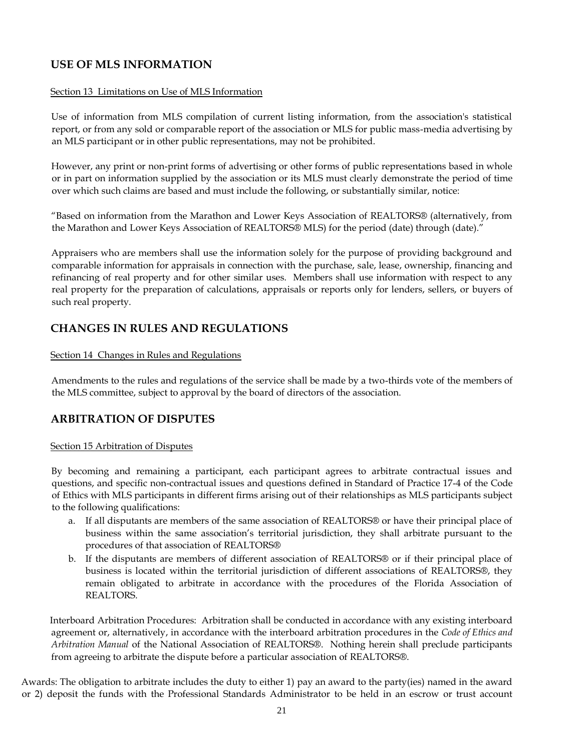## USE OF MLS INFORMATION

Section 13 Limitations on Use of MLS Information

Use of information from MLS compilation of current listing information, from the association's statistical report, or from any sold or comparable report of the association or MLS for public mass-media advertising by an MLS participant or in other public representations, may not be prohibited.

However, any print or non-print forms of advertising or other forms of public representations based in whole or in part on information supplied by the association or its MLS must clearly demonstrate the period of time over which such claims are based and must include the following, or substantially similar, notice:

"Based on information from the Marathon and Lower Keys Association of REALTORS® (alternatively, from the Marathon and Lower Keys Association of REALTORS® MLS) for the period (date) through (date)."

Appraisers who are members shall use the information solely for the purpose of providing background and comparable information for appraisals in connection with the purchase, sale, lease, ownership, financing and refinancing of real property and for other similar uses. Members shall use information with respect to any real property for the preparation of calculations, appraisals or reports only for lenders, sellers, or buyers of such real property.

## CHANGES IN RULES AND REGULATIONS

Section 14 Changes in Rules and Regulations

Amendments to the rules and regulations of the service shall be made by a two-thirds vote of the members of the MLS committee, subject to approval by the board of directors of the association.

## ARBITRATION OF DISPUTES

Section 15 Arbitration of Disputes

By becoming and remaining a participant, each participant agrees to arbitrate contractual issues and questions, and specific non-contractual issues and questions defined in Standard of Practice 17-4 of the Code of Ethics with MLS participants in different firms arising out of their relationships as MLS participants subject to the following qualifications:

a. If all disputants are members of the same association of REALTORS® or have their principal place of business within the same association's territorial jurisdiction, they shall arbitrate pursuant to the procedures of that association of REALTORS®
b. If the disputants are members of different association of REALTORS® or if their principal place of business is located within the territorial jurisdiction of different associations of REALTORS®, they remain obligated to arbitrate in accordance with the procedures of the Florida Association of REALTORS.

Interboard Arbitration Procedures: Arbitration shall be conducted in accordance with any existing interboard agreement or, alternatively, in accordance with the interboard arbitration procedures in the *Code of Ethics and Arbitration Manual* of the National Association of REALTORS®. Nothing herein shall preclude participants from agreeing to arbitrate the dispute before a particular association of REALTORS®.

Awards: The obligation to arbitrate includes the duty to either 1) pay an award to the party(ies) named in the award or 2) deposit the funds with the Professional Standards Administrator to be held in an escrow or trust account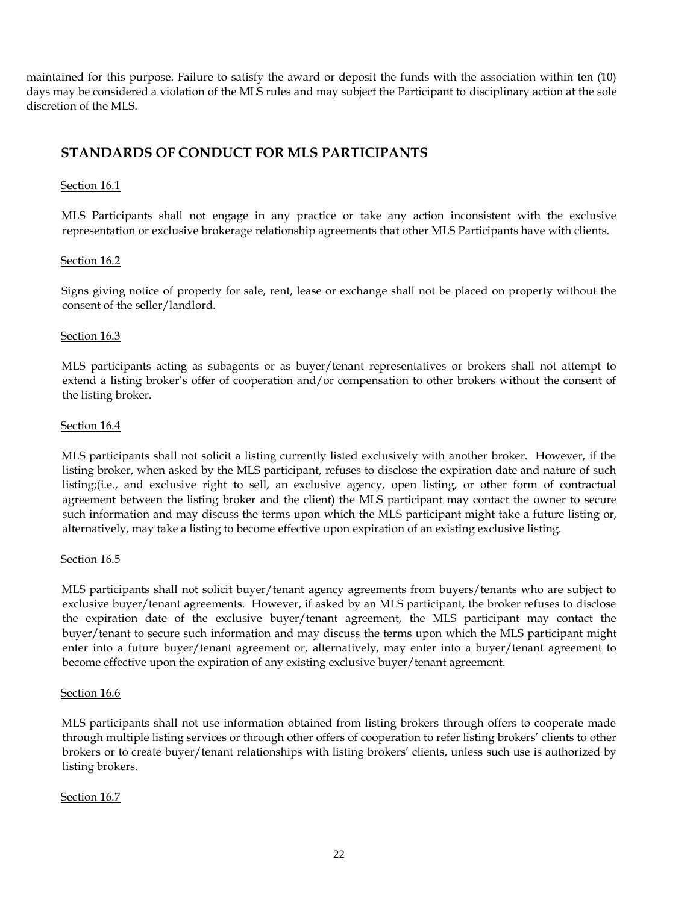maintained for this purpose. Failure to satisfy the award or deposit the funds with the association within ten (10) days may be considered a violation of the MLS rules and may subject the Participant to disciplinary action at the sole discretion of the MLS.

## STANDARDS OF CONDUCT FOR MLS PARTICIPANTS

Section 16.1

MLS Participants shall not engage in any practice or take any action inconsistent with the exclusive representation or exclusive brokerage relationship agreements that other MLS Participants have with clients.

Section 16.2

Signs giving notice of property for sale, rent, lease or exchange shall not be placed on property without the consent of the seller/landlord.

Section 16.3

MLS participants acting as subagents or as buyer/tenant representatives or brokers shall not attempt to extend a listing broker's offer of cooperation and/or compensation to other brokers without the consent of the listing broker.

Section 16.4

MLS participants shall not solicit a listing currently listed exclusively with another broker. However, if the listing broker, when asked by the MLS participant, refuses to disclose the expiration date and nature of such listing;(i.e., and exclusive right to sell, an exclusive agency, open listing, or other form of contractual agreement between the listing broker and the client) the MLS participant may contact the owner to secure such information and may discuss the terms upon which the MLS participant might take a future listing or, alternatively, may take a listing to become effective upon expiration of an existing exclusive listing.

Section 16.5

MLS participants shall not solicit buyer/tenant agency agreements from buyers/tenants who are subject to exclusive buyer/tenant agreements. However, if asked by an MLS participant, the broker refuses to disclose the expiration date of the exclusive buyer/tenant agreement, the MLS participant may contact the buyer/tenant to secure such information and may discuss the terms upon which the MLS participant might enter into a future buyer/tenant agreement or, alternatively, may enter into a buyer/tenant agreement to become effective upon the expiration of any existing exclusive buyer/tenant agreement.

Section 16.6

MLS participants shall not use information obtained from listing brokers through offers to cooperate made through multiple listing services or through other offers of cooperation to refer listing brokers' clients to other brokers or to create buyer/tenant relationships with listing brokers' clients, unless such use is authorized by listing brokers.

Section 16.7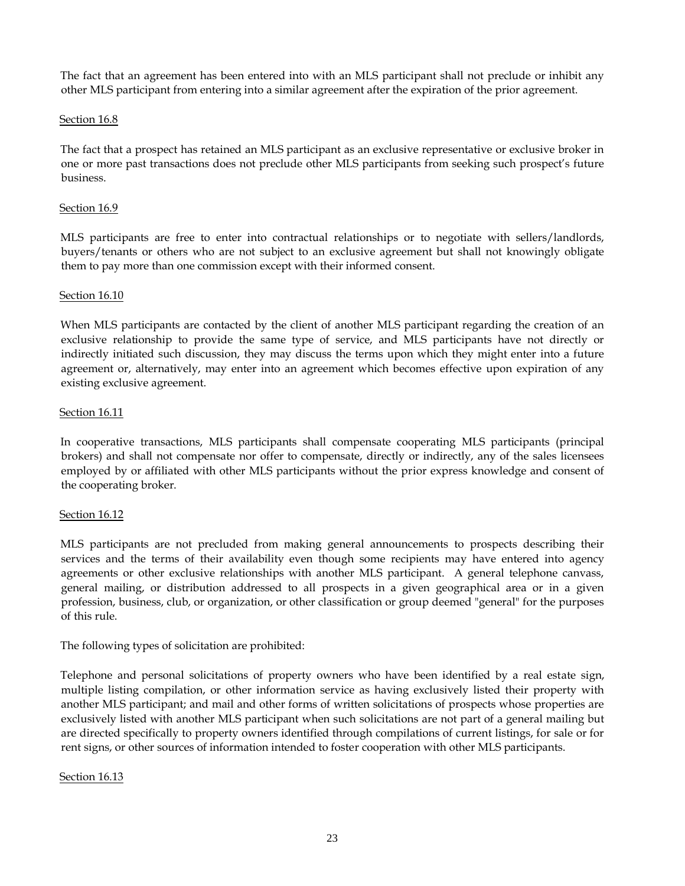The fact that an agreement has been entered into with an MLS participant shall not preclude or inhibit any other MLS participant from entering into a similar agreement after the expiration of the prior agreement.

Section 16.8

The fact that a prospect has retained an MLS participant as an exclusive representative or exclusive broker in one or more past transactions does not preclude other MLS participants from seeking such prospect's future business.

Section 16.9

MLS participants are free to enter into contractual relationships or to negotiate with sellers/landlords, buyers/tenants or others who are not subject to an exclusive agreement but shall not knowingly obligate them to pay more than one commission except with their informed consent.

Section 16.10

When MLS participants are contacted by the client of another MLS participant regarding the creation of an exclusive relationship to provide the same type of service, and MLS participants have not directly or indirectly initiated such discussion, they may discuss the terms upon which they might enter into a future agreement or, alternatively, may enter into an agreement which becomes effective upon expiration of any existing exclusive agreement.

Section 16.11

In cooperative transactions, MLS participants shall compensate cooperating MLS participants (principal brokers) and shall not compensate nor offer to compensate, directly or indirectly, any of the sales licensees employed by or affiliated with other MLS participants without the prior express knowledge and consent of the cooperating broker.

Section 16.12

MLS participants are not precluded from making general announcements to prospects describing their services and the terms of their availability even though some recipients may have entered into agency agreements or other exclusive relationships with another MLS participant. A general telephone canvass, general mailing, or distribution addressed to all prospects in a given geographical area or in a given profession, business, club, or organization, or other classification or group deemed "general" for the purposes of this rule.

The following types of solicitation are prohibited:

Telephone and personal solicitations of property owners who have been identified by a real estate sign, multiple listing compilation, or other information service as having exclusively listed their property with another MLS participant; and mail and other forms of written solicitations of prospects whose properties are exclusively listed with another MLS participant when such solicitations are not part of a general mailing but are directed specifically to property owners identified through compilations of current listings, for sale or for rent signs, or other sources of information intended to foster cooperation with other MLS participants.

Section 16.13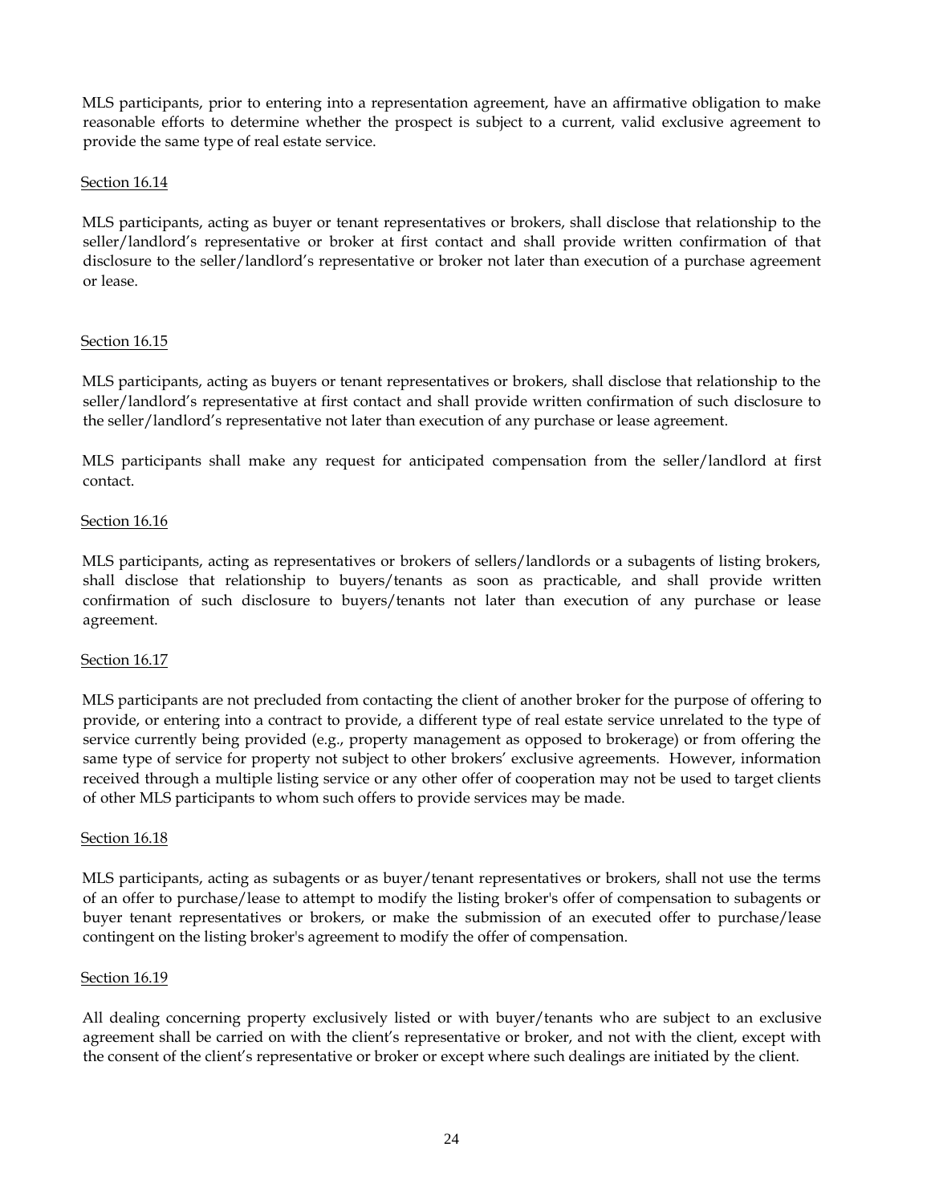MLS participants, prior to entering into a representation agreement, have an affirmative obligation to make reasonable efforts to determine whether the prospect is subject to a current, valid exclusive agreement to provide the same type of real estate service.

Section 16.14

MLS participants, acting as buyer or tenant representatives or brokers, shall disclose that relationship to the seller/landlord's representative or broker at first contact and shall provide written confirmation of that disclosure to the seller/landlord's representative or broker not later than execution of a purchase agreement or lease.

Section 16.15

MLS participants, acting as buyers or tenant representatives or brokers, shall disclose that relationship to the seller/landlord's representative at first contact and shall provide written confirmation of such disclosure to the seller/landlord's representative not later than execution of any purchase or lease agreement.

MLS participants shall make any request for anticipated compensation from the seller/landlord at first contact.

Section 16.16

MLS participants, acting as representatives or brokers of sellers/landlords or a subagents of listing brokers, shall disclose that relationship to buyers/tenants as soon as practicable, and shall provide written confirmation of such disclosure to buyers/tenants not later than execution of any purchase or lease agreement.

Section 16.17

MLS participants are not precluded from contacting the client of another broker for the purpose of offering to provide, or entering into a contract to provide, a different type of real estate service unrelated to the type of service currently being provided (e.g., property management as opposed to brokerage) or from offering the same type of service for property not subject to other brokers' exclusive agreements. However, information received through a multiple listing service or any other offer of cooperation may not be used to target clients of other MLS participants to whom such offers to provide services may be made.

Section 16.18

MLS participants, acting as subagents or as buyer/tenant representatives or brokers, shall not use the terms of an offer to purchase/lease to attempt to modify the listing broker's offer of compensation to subagents or buyer tenant representatives or brokers, or make the submission of an executed offer to purchase/lease contingent on the listing broker's agreement to modify the offer of compensation.

Section 16.19

All dealing concerning property exclusively listed or with buyer/tenants who are subject to an exclusive agreement shall be carried on with the client's representative or broker, and not with the client, except with the consent of the client's representative or broker or except where such dealings are initiated by the client.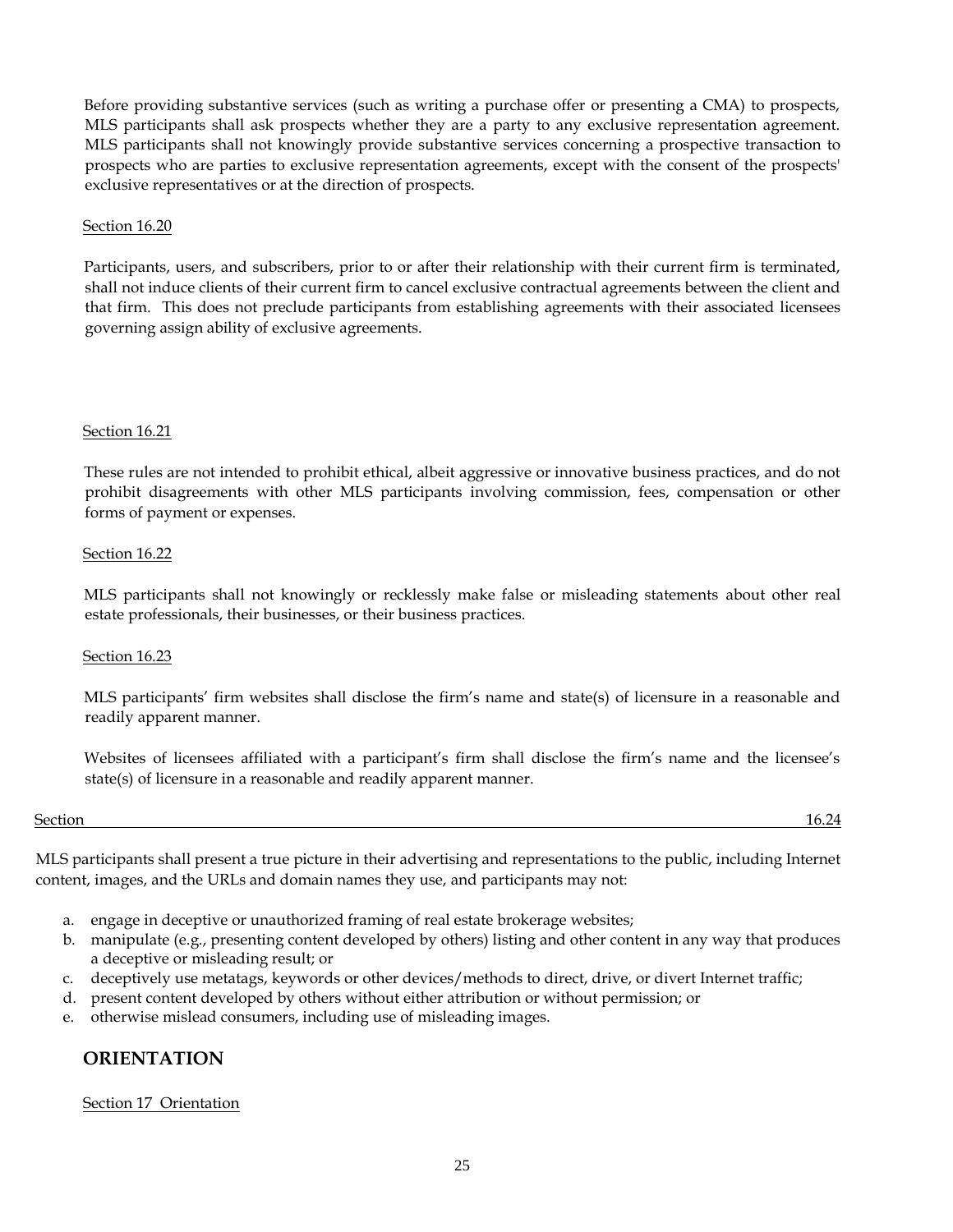Before providing substantive services (such as writing a purchase offer or presenting a CMA) to prospects, MLS participants shall ask prospects whether they are a party to any exclusive representation agreement. MLS participants shall not knowingly provide substantive services concerning a prospective transaction to prospects who are parties to exclusive representation agreements, except with the consent of the prospects' exclusive representatives or at the direction of prospects.

Section 16.20

Participants, users, and subscribers, prior to or after their relationship with their current firm is terminated, shall not induce clients of their current firm to cancel exclusive contractual agreements between the client and that firm. This does not preclude participants from establishing agreements with their associated licensees governing assign ability of exclusive agreements.

Section 16.21

These rules are not intended to prohibit ethical, albeit aggressive or innovative business practices, and do not prohibit disagreements with other MLS participants involving commission, fees, compensation or other forms of payment or expenses.

Section 16.22

MLS participants shall not knowingly or recklessly make false or misleading statements about other real estate professionals, their businesses, or their business practices.

Section 16.23

MLS participants' firm websites shall disclose the firm's name and state(s) of licensure in a reasonable and readily apparent manner.

Websites of licensees affiliated with a participant's firm shall disclose the firm's name and the licensee's state(s) of licensure in a reasonable and readily apparent manner.

Section 16.24

MLS participants shall present a true picture in their advertising and representations to the public, including Internet content, images, and the URLs and domain names they use, and participants may not:

a. engage in deceptive or unauthorized framing of real estate brokerage websites;
b. manipulate (e.g., presenting content developed by others) listing and other content in any way that produces a deceptive or misleading result; or
c. deceptively use metatags, keywords or other devices/methods to direct, drive, or divert Internet traffic;
d. present content developed by others without either attribution or without permission; or
e. otherwise mislead consumers, including use of misleading images.

## ORIENTATION

Section 17 Orientation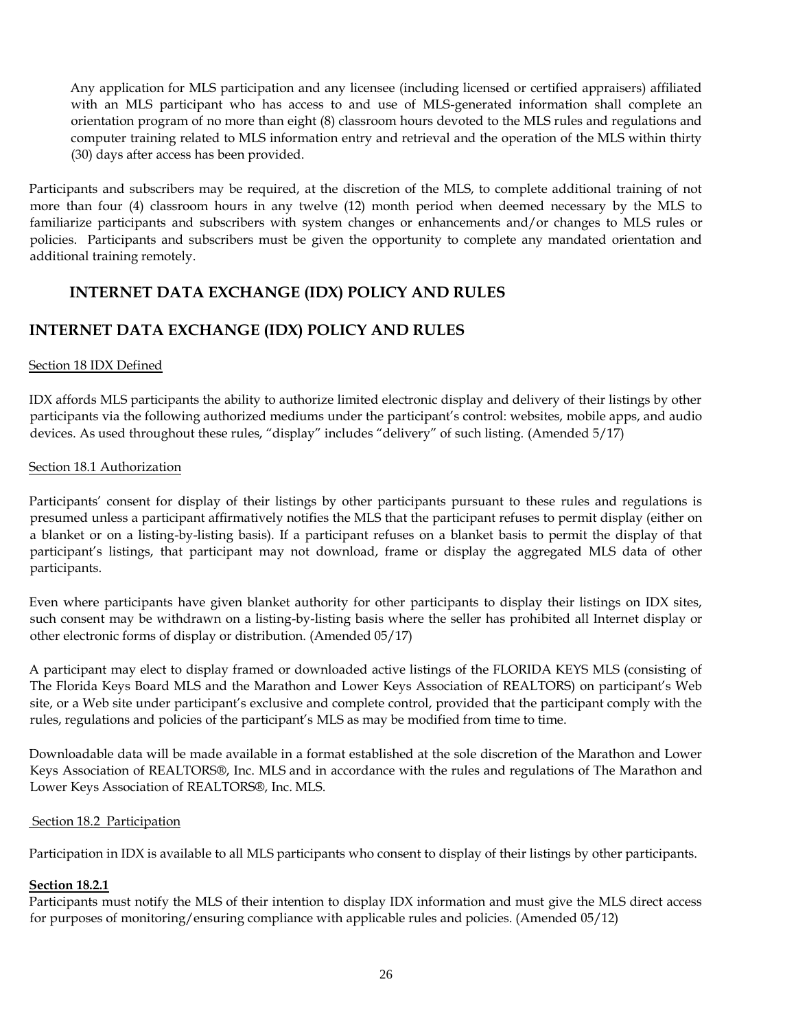Any application for MLS participation and any licensee (including licensed or certified appraisers) affiliated with an MLS participant who has access to and use of MLS-generated information shall complete an orientation program of no more than eight (8) classroom hours devoted to the MLS rules and regulations and computer training related to MLS information entry and retrieval and the operation of the MLS within thirty (30) days after access has been provided.

Participants and subscribers may be required, at the discretion of the MLS, to complete additional training of not more than four (4) classroom hours in any twelve (12) month period when deemed necessary by the MLS to familiarize participants and subscribers with system changes or enhancements and/or changes to MLS rules or policies. Participants and subscribers must be given the opportunity to complete any mandated orientation and additional training remotely.

## INTERNET DATA EXCHANGE (IDX) POLICY AND RULES

## INTERNET DATA EXCHANGE (IDX) POLICY AND RULES

Section 18 IDX Defined

IDX affords MLS participants the ability to authorize limited electronic display and delivery of their listings by other participants via the following authorized mediums under the participant's control: websites, mobile apps, and audio devices. As used throughout these rules, "display" includes "delivery" of such listing. (Amended 5/17)

Section 18.1 Authorization

Participants' consent for display of their listings by other participants pursuant to these rules and regulations is presumed unless a participant affirmatively notifies the MLS that the participant refuses to permit display (either on a blanket or on a listing-by-listing basis). If a participant refuses on a blanket basis to permit the display of that participant's listings, that participant may not download, frame or display the aggregated MLS data of other participants.

Even where participants have given blanket authority for other participants to display their listings on IDX sites, such consent may be withdrawn on a listing-by-listing basis where the seller has prohibited all Internet display or other electronic forms of display or distribution. (Amended 05/17)

A participant may elect to display framed or downloaded active listings of the FLORIDA KEYS MLS (consisting of The Florida Keys Board MLS and the Marathon and Lower Keys Association of REALTORS) on participant's Web site, or a Web site under participant's exclusive and complete control, provided that the participant comply with the rules, regulations and policies of the participant's MLS as may be modified from time to time.

Downloadable data will be made available in a format established at the sole discretion of the Marathon and Lower Keys Association of REALTORS®, Inc. MLS and in accordance with the rules and regulations of The Marathon and Lower Keys Association of REALTORS®, Inc. MLS.

Section 18.2 Participation

Participation in IDX is available to all MLS participants who consent to display of their listings by other participants.

**Section 18.2.1**

Participants must notify the MLS of their intention to display IDX information and must give the MLS direct access for purposes of monitoring/ensuring compliance with applicable rules and policies. (Amended 05/12)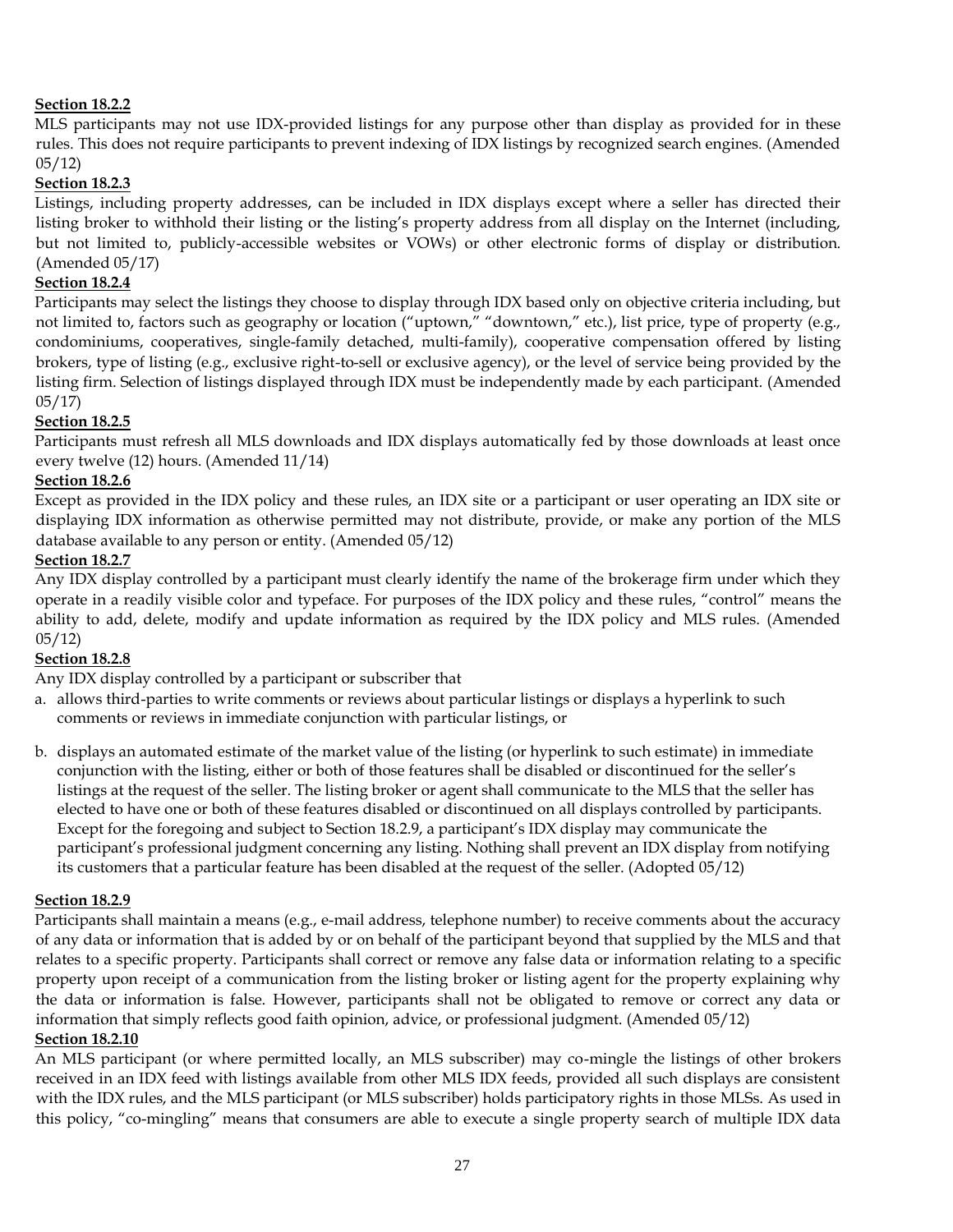**Section 18.2.2**

MLS participants may not use IDX-provided listings for any purpose other than display as provided for in these rules. This does not require participants to prevent indexing of IDX listings by recognized search engines. (Amended 05/12)

**Section 18.2.3**

Listings, including property addresses, can be included in IDX displays except where a seller has directed their listing broker to withhold their listing or the listing's property address from all display on the Internet (including, but not limited to, publicly-accessible websites or VOWs) or other electronic forms of display or distribution. (Amended 05/17)

**Section 18.2.4**

Participants may select the listings they choose to display through IDX based only on objective criteria including, but not limited to, factors such as geography or location ("uptown," "downtown," etc.), list price, type of property (e.g., condominiums, cooperatives, single-family detached, multi-family), cooperative compensation offered by listing brokers, type of listing (e.g., exclusive right-to-sell or exclusive agency), or the level of service being provided by the listing firm. Selection of listings displayed through IDX must be independently made by each participant. (Amended 05/17)

**Section 18.2.5**

Participants must refresh all MLS downloads and IDX displays automatically fed by those downloads at least once every twelve (12) hours. (Amended 11/14)

**Section 18.2.6**

Except as provided in the IDX policy and these rules, an IDX site or a participant or user operating an IDX site or displaying IDX information as otherwise permitted may not distribute, provide, or make any portion of the MLS database available to any person or entity. (Amended 05/12)

**Section 18.2.7**

Any IDX display controlled by a participant must clearly identify the name of the brokerage firm under which they operate in a readily visible color and typeface. For purposes of the IDX policy and these rules, "control" means the ability to add, delete, modify and update information as required by the IDX policy and MLS rules. (Amended 05/12)

**Section 18.2.8**

Any IDX display controlled by a participant or subscriber that

a. allows third-parties to write comments or reviews about particular listings or displays a hyperlink to such comments or reviews in immediate conjunction with particular listings, or

b. displays an automated estimate of the market value of the listing (or hyperlink to such estimate) in immediate conjunction with the listing, either or both of those features shall be disabled or discontinued for the seller's listings at the request of the seller. The listing broker or agent shall communicate to the MLS that the seller has elected to have one or both of these features disabled or discontinued on all displays controlled by participants. Except for the foregoing and subject to Section 18.2.9, a participant's IDX display may communicate the participant's professional judgment concerning any listing. Nothing shall prevent an IDX display from notifying its customers that a particular feature has been disabled at the request of the seller. (Adopted 05/12)

**Section 18.2.9**

Participants shall maintain a means (e.g., e-mail address, telephone number) to receive comments about the accuracy of any data or information that is added by or on behalf of the participant beyond that supplied by the MLS and that relates to a specific property. Participants shall correct or remove any false data or information relating to a specific property upon receipt of a communication from the listing broker or listing agent for the property explaining why the data or information is false. However, participants shall not be obligated to remove or correct any data or information that simply reflects good faith opinion, advice, or professional judgment. (Amended 05/12)

**Section 18.2.10**

An MLS participant (or where permitted locally, an MLS subscriber) may co-mingle the listings of other brokers received in an IDX feed with listings available from other MLS IDX feeds, provided all such displays are consistent with the IDX rules, and the MLS participant (or MLS subscriber) holds participatory rights in those MLSs. As used in this policy, "co-mingling" means that consumers are able to execute a single property search of multiple IDX data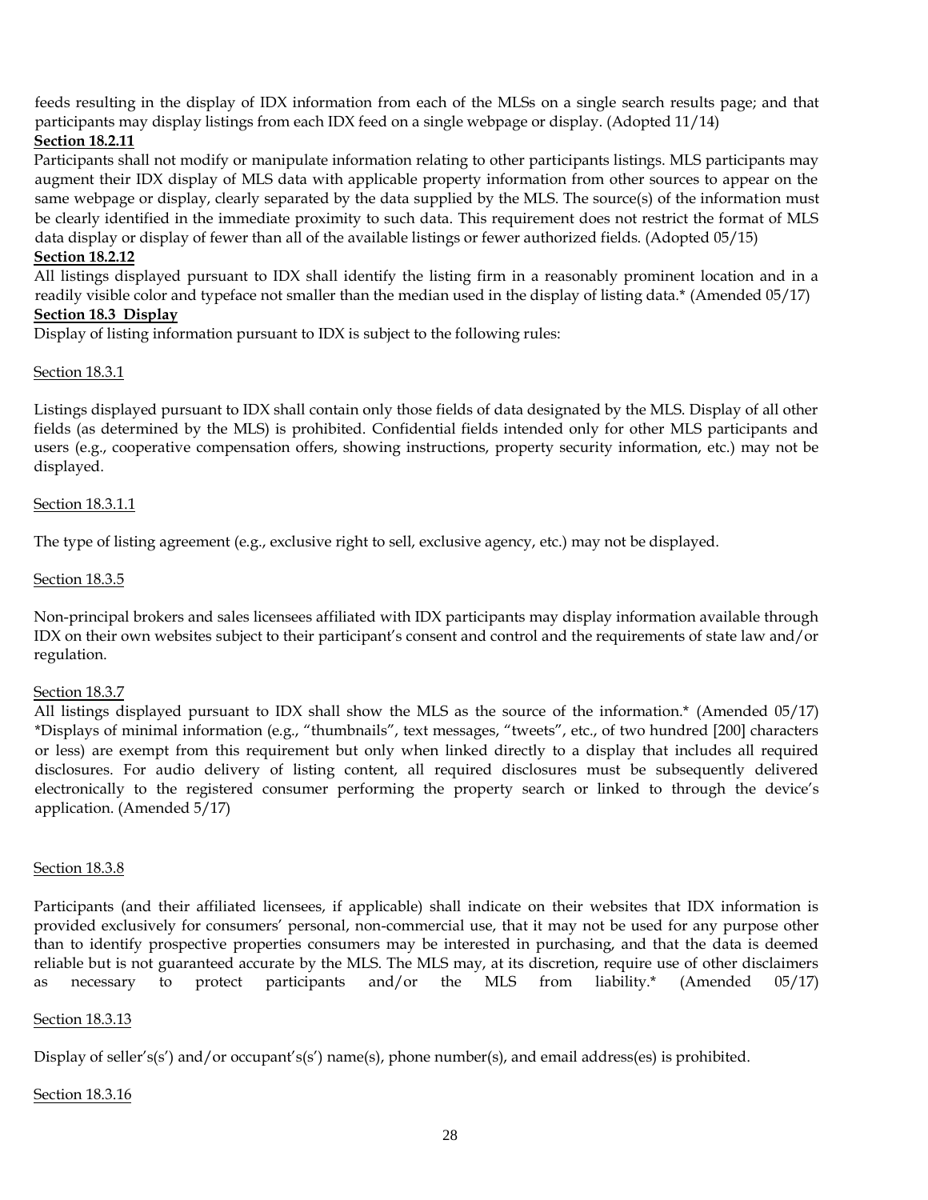feeds resulting in the display of IDX information from each of the MLSs on a single search results page; and that participants may display listings from each IDX feed on a single webpage or display. (Adopted 11/14)

**Section 18.2.11**

Participants shall not modify or manipulate information relating to other participants listings. MLS participants may augment their IDX display of MLS data with applicable property information from other sources to appear on the same webpage or display, clearly separated by the data supplied by the MLS. The source(s) of the information must be clearly identified in the immediate proximity to such data. This requirement does not restrict the format of MLS data display or display of fewer than all of the available listings or fewer authorized fields. (Adopted 05/15)

**Section 18.2.12**

All listings displayed pursuant to IDX shall identify the listing firm in a reasonably prominent location and in a readily visible color and typeface not smaller than the median used in the display of listing data.* (Amended 05/17)

**Section 18.3 Display**

Display of listing information pursuant to IDX is subject to the following rules:

Section 18.3.1

Listings displayed pursuant to IDX shall contain only those fields of data designated by the MLS. Display of all other fields (as determined by the MLS) is prohibited. Confidential fields intended only for other MLS participants and users (e.g., cooperative compensation offers, showing instructions, property security information, etc.) may not be displayed.

Section 18.3.1.1

The type of listing agreement (e.g., exclusive right to sell, exclusive agency, etc.) may not be displayed.

Section 18.3.5

Non-principal brokers and sales licensees affiliated with IDX participants may display information available through IDX on their own websites subject to their participant's consent and control and the requirements of state law and/or regulation.

Section 18.3.7

All listings displayed pursuant to IDX shall show the MLS as the source of the information.* (Amended 05/17)
*Displays of minimal information (e.g., "thumbnails", text messages, "tweets", etc., of two hundred [200] characters or less) are exempt from this requirement but only when linked directly to a display that includes all required disclosures. For audio delivery of listing content, all required disclosures must be subsequently delivered electronically to the registered consumer performing the property search or linked to through the device's application. (Amended 5/17)

Section 18.3.8

Participants (and their affiliated licensees, if applicable) shall indicate on their websites that IDX information is provided exclusively for consumers' personal, non-commercial use, that it may not be used for any purpose other than to identify prospective properties consumers may be interested in purchasing, and that the data is deemed reliable but is not guaranteed accurate by the MLS. The MLS may, at its discretion, require use of other disclaimers as necessary to protect participants and/or the MLS from liability.* (Amended 05/17)

Section 18.3.13

Display of seller's(s') and/or occupant's(s') name(s), phone number(s), and email address(es) is prohibited.

Section 18.3.16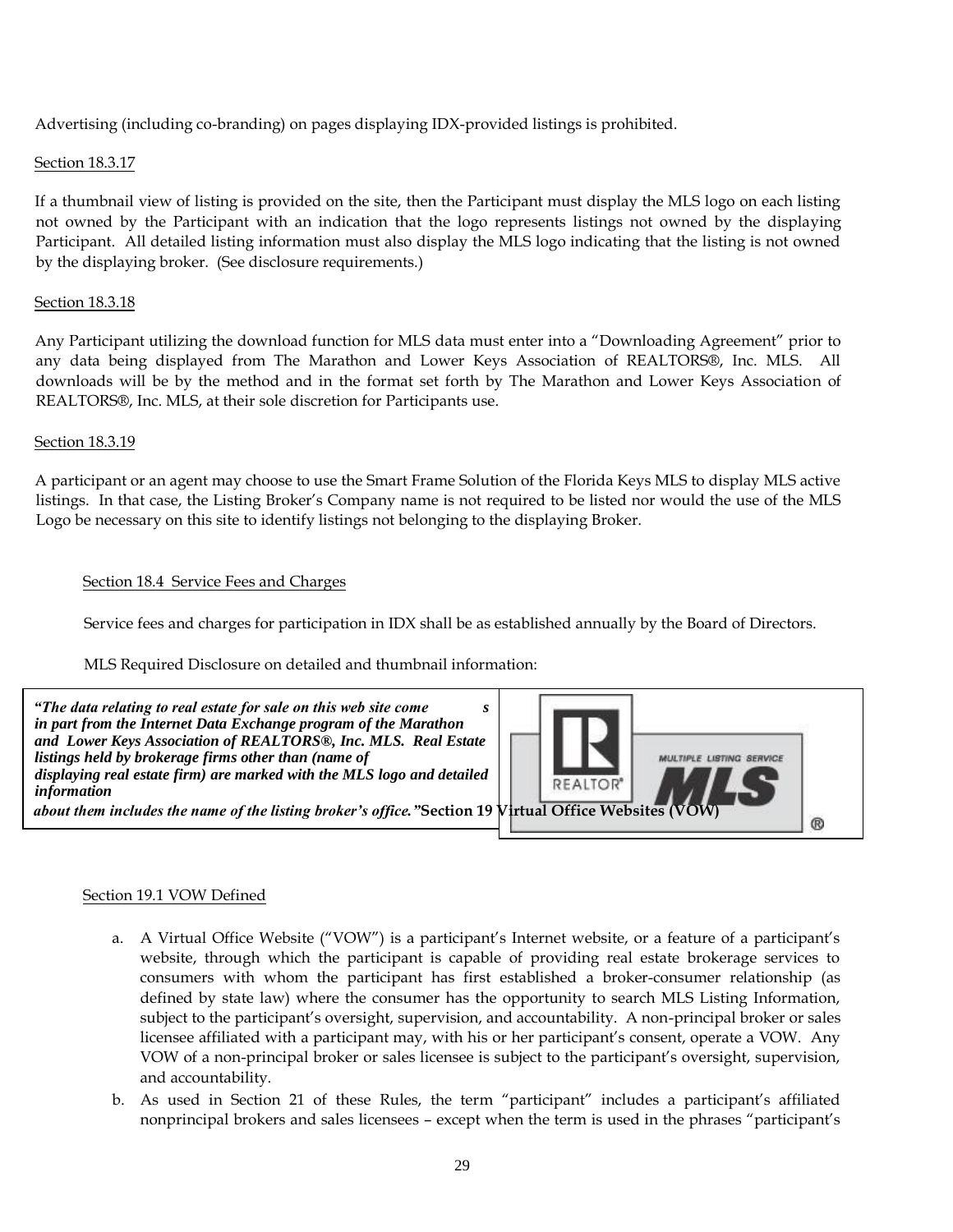Advertising (including co-branding) on pages displaying IDX-provided listings is prohibited.

Section 18.3.17

If a thumbnail view of listing is provided on the site, then the Participant must display the MLS logo on each listing not owned by the Participant with an indication that the logo represents listings not owned by the displaying Participant. All detailed listing information must also display the MLS logo indicating that the listing is not owned by the displaying broker. (See disclosure requirements.)

Section 18.3.18

Any Participant utilizing the download function for MLS data must enter into a "Downloading Agreement" prior to any data being displayed from The Marathon and Lower Keys Association of REALTORS®, Inc. MLS. All downloads will be by the method and in the format set forth by The Marathon and Lower Keys Association of REALTORS®, Inc. MLS, at their sole discretion for Participants use.

Section 18.3.19

A participant or an agent may choose to use the Smart Frame Solution of the Florida Keys MLS to display MLS active listings. In that case, the Listing Broker's Company name is not required to be listed nor would the use of the MLS Logo be necessary on this site to identify listings not belonging to the displaying Broker.

Section 18.4 Service Fees and Charges

Service fees and charges for participation in IDX shall be as established annually by the Board of Directors.

MLS Required Disclosure on detailed and thumbnail information:

***"The data relating to real estate for sale on this web site comes in part from the Internet Data Exchange program of the Marathon and Lower Keys Association of REALTORS®, Inc. MLS. Real Estate listings held by brokerage firms other than (name of displaying real estate firm) are marked with the MLS logo and detailed information about them includes the name of the listing broker's office."***

**Section 19 Virtual Office Websites (VOW)**

Section 19.1 VOW Defined

a. A Virtual Office Website ("VOW") is a participant's Internet website, or a feature of a participant's website, through which the participant is capable of providing real estate brokerage services to consumers with whom the participant has first established a broker-consumer relationship (as defined by state law) where the consumer has the opportunity to search MLS Listing Information, subject to the participant's oversight, supervision, and accountability. A non-principal broker or sales licensee affiliated with a participant may, with his or her participant's consent, operate a VOW. Any VOW of a non-principal broker or sales licensee is subject to the participant's oversight, supervision, and accountability.

b. As used in Section 21 of these Rules, the term "participant" includes a participant's affiliated nonprincipal brokers and sales licensees – except when the term is used in the phrases "participant's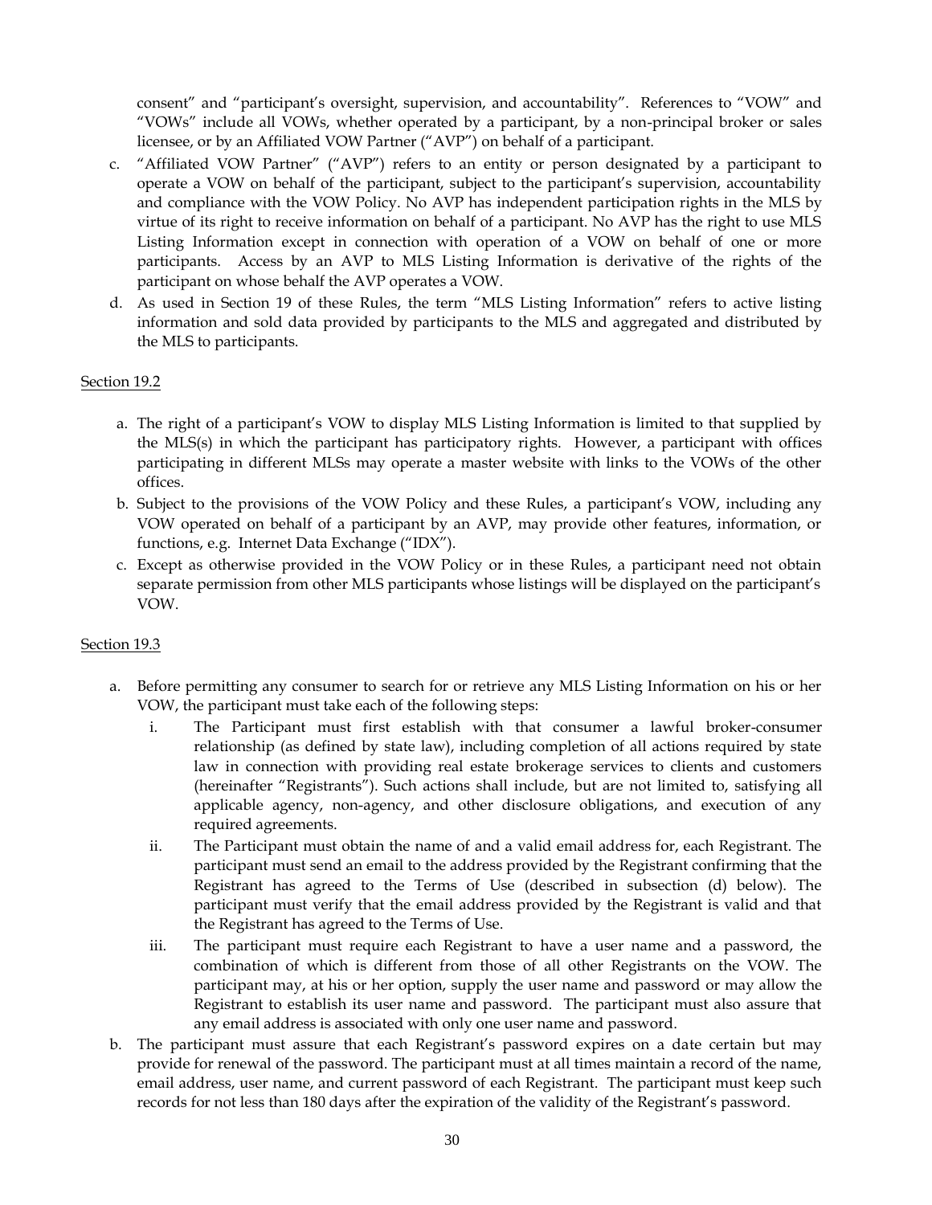consent" and "participant's oversight, supervision, and accountability". References to "VOW" and "VOWs" include all VOWs, whether operated by a participant, by a non-principal broker or sales licensee, or by an Affiliated VOW Partner ("AVP") on behalf of a participant.

c. "Affiliated VOW Partner" ("AVP") refers to an entity or person designated by a participant to operate a VOW on behalf of the participant, subject to the participant's supervision, accountability and compliance with the VOW Policy. No AVP has independent participation rights in the MLS by virtue of its right to receive information on behalf of a participant. No AVP has the right to use MLS Listing Information except in connection with operation of a VOW on behalf of one or more participants. Access by an AVP to MLS Listing Information is derivative of the rights of the participant on whose behalf the AVP operates a VOW.

d. As used in Section 19 of these Rules, the term "MLS Listing Information" refers to active listing information and sold data provided by participants to the MLS and aggregated and distributed by the MLS to participants.

Section 19.2

a. The right of a participant's VOW to display MLS Listing Information is limited to that supplied by the MLS(s) in which the participant has participatory rights. However, a participant with offices participating in different MLSs may operate a master website with links to the VOWs of the other offices.

b. Subject to the provisions of the VOW Policy and these Rules, a participant's VOW, including any VOW operated on behalf of a participant by an AVP, may provide other features, information, or functions, e.g. Internet Data Exchange ("IDX").

c. Except as otherwise provided in the VOW Policy or in these Rules, a participant need not obtain separate permission from other MLS participants whose listings will be displayed on the participant's VOW.

Section 19.3

a. Before permitting any consumer to search for or retrieve any MLS Listing Information on his or her VOW, the participant must take each of the following steps:
   i. The Participant must first establish with that consumer a lawful broker-consumer relationship (as defined by state law), including completion of all actions required by state law in connection with providing real estate brokerage services to clients and customers (hereinafter "Registrants"). Such actions shall include, but are not limited to, satisfying all applicable agency, non-agency, and other disclosure obligations, and execution of any required agreements.
   ii. The Participant must obtain the name of and a valid email address for, each Registrant. The participant must send an email to the address provided by the Registrant confirming that the Registrant has agreed to the Terms of Use (described in subsection (d) below). The participant must verify that the email address provided by the Registrant is valid and that the Registrant has agreed to the Terms of Use.
   iii. The participant must require each Registrant to have a user name and a password, the combination of which is different from those of all other Registrants on the VOW. The participant may, at his or her option, supply the user name and password or may allow the Registrant to establish its user name and password. The participant must also assure that any email address is associated with only one user name and password.

b. The participant must assure that each Registrant's password expires on a date certain but may provide for renewal of the password. The participant must at all times maintain a record of the name, email address, user name, and current password of each Registrant. The participant must keep such records for not less than 180 days after the expiration of the validity of the Registrant's password.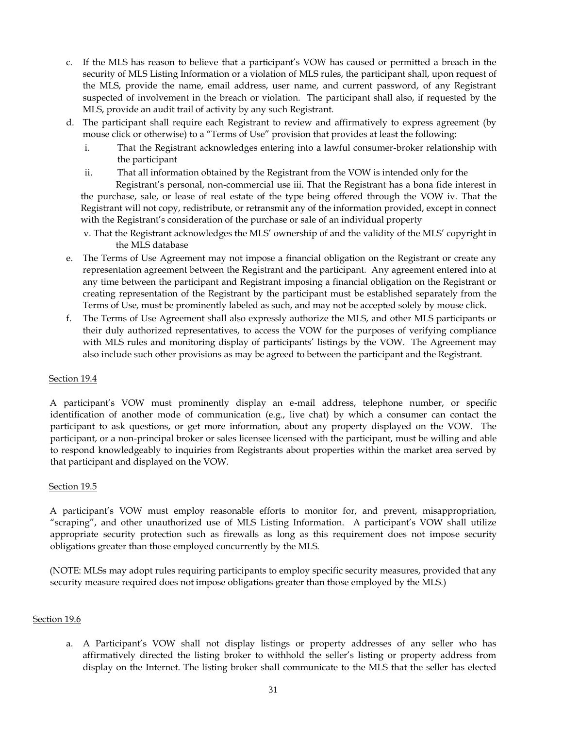c. If the MLS has reason to believe that a participant's VOW has caused or permitted a breach in the security of MLS Listing Information or a violation of MLS rules, the participant shall, upon request of the MLS, provide the name, email address, user name, and current password, of any Registrant suspected of involvement in the breach or violation. The participant shall also, if requested by the MLS, provide an audit trail of activity by any such Registrant.

d. The participant shall require each Registrant to review and affirmatively to express agreement (by mouse click or otherwise) to a "Terms of Use" provision that provides at least the following:
   i. That the Registrant acknowledges entering into a lawful consumer-broker relationship with the participant
   ii. That all information obtained by the Registrant from the VOW is intended only for the Registrant's personal, non-commercial use iii. That the Registrant has a bona fide interest in the purchase, sale, or lease of real estate of the type being offered through the VOW iv. That the Registrant will not copy, redistribute, or retransmit any of the information provided, except in connect with the Registrant's consideration of the purchase or sale of an individual property
   v. That the Registrant acknowledges the MLS' ownership of and the validity of the MLS' copyright in the MLS database

e. The Terms of Use Agreement may not impose a financial obligation on the Registrant or create any representation agreement between the Registrant and the participant. Any agreement entered into at any time between the participant and Registrant imposing a financial obligation on the Registrant or creating representation of the Registrant by the participant must be established separately from the Terms of Use, must be prominently labeled as such, and may not be accepted solely by mouse click.

f. The Terms of Use Agreement shall also expressly authorize the MLS, and other MLS participants or their duly authorized representatives, to access the VOW for the purposes of verifying compliance with MLS rules and monitoring display of participants' listings by the VOW. The Agreement may also include such other provisions as may be agreed to between the participant and the Registrant.

Section 19.4

A participant's VOW must prominently display an e-mail address, telephone number, or specific identification of another mode of communication (e.g., live chat) by which a consumer can contact the participant to ask questions, or get more information, about any property displayed on the VOW. The participant, or a non-principal broker or sales licensee licensed with the participant, must be willing and able to respond knowledgeably to inquiries from Registrants about properties within the market area served by that participant and displayed on the VOW.

Section 19.5

A participant's VOW must employ reasonable efforts to monitor for, and prevent, misappropriation, "scraping", and other unauthorized use of MLS Listing Information. A participant's VOW shall utilize appropriate security protection such as firewalls as long as this requirement does not impose security obligations greater than those employed concurrently by the MLS.

(NOTE: MLSs may adopt rules requiring participants to employ specific security measures, provided that any security measure required does not impose obligations greater than those employed by the MLS.)

Section 19.6

a. A Participant's VOW shall not display listings or property addresses of any seller who has affirmatively directed the listing broker to withhold the seller's listing or property address from display on the Internet. The listing broker shall communicate to the MLS that the seller has elected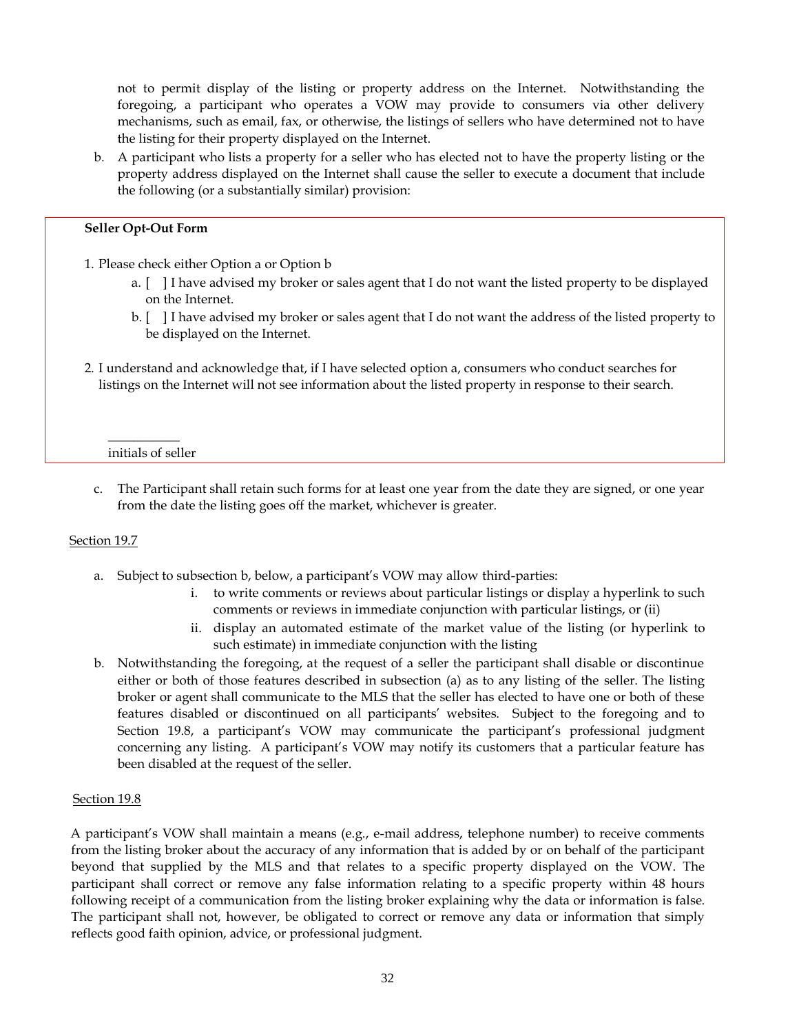not to permit display of the listing or property address on the Internet. Notwithstanding the foregoing, a participant who operates a VOW may provide to consumers via other delivery mechanisms, such as email, fax, or otherwise, the listings of sellers who have determined not to have the listing for their property displayed on the Internet.

b. A participant who lists a property for a seller who has elected not to have the property listing or the property address displayed on the Internet shall cause the seller to execute a document that include the following (or a substantially similar) provision:

> **Seller Opt-Out Form**
>
> 1. Please check either Option a or Option b
>    a. [ ] I have advised my broker or sales agent that I do not want the listed property to be displayed on the Internet.
>    b. [ ] I have advised my broker or sales agent that I do not want the address of the listed property to be displayed on the Internet.
>
> 2. I understand and acknowledge that, if I have selected option a, consumers who conduct searches for listings on the Internet will not see information about the listed property in response to their search.
>
> ___________
> initials of seller

c. The Participant shall retain such forms for at least one year from the date they are signed, or one year from the date the listing goes off the market, whichever is greater.

Section 19.7

a. Subject to subsection b, below, a participant's VOW may allow third-parties:
   i. to write comments or reviews about particular listings or display a hyperlink to such comments or reviews in immediate conjunction with particular listings, or (ii)
   ii. display an automated estimate of the market value of the listing (or hyperlink to such estimate) in immediate conjunction with the listing

b. Notwithstanding the foregoing, at the request of a seller the participant shall disable or discontinue either or both of those features described in subsection (a) as to any listing of the seller. The listing broker or agent shall communicate to the MLS that the seller has elected to have one or both of these features disabled or discontinued on all participants' websites. Subject to the foregoing and to Section 19.8, a participant's VOW may communicate the participant's professional judgment concerning any listing. A participant's VOW may notify its customers that a particular feature has been disabled at the request of the seller.

Section 19.8

A participant's VOW shall maintain a means (e.g., e-mail address, telephone number) to receive comments from the listing broker about the accuracy of any information that is added by or on behalf of the participant beyond that supplied by the MLS and that relates to a specific property displayed on the VOW. The participant shall correct or remove any false information relating to a specific property within 48 hours following receipt of a communication from the listing broker explaining why the data or information is false. The participant shall not, however, be obligated to correct or remove any data or information that simply reflects good faith opinion, advice, or professional judgment.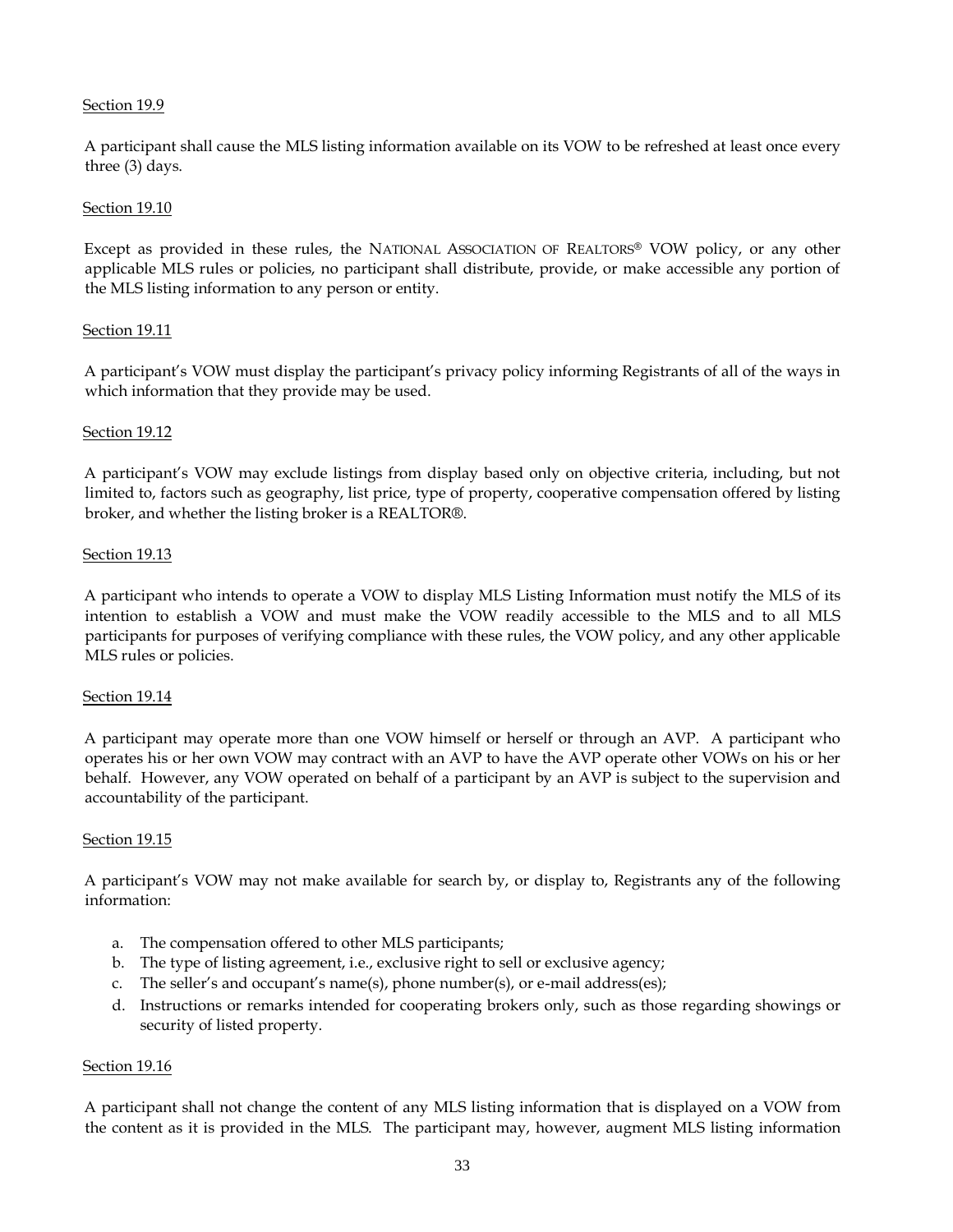Section 19.9

A participant shall cause the MLS listing information available on its VOW to be refreshed at least once every three (3) days.

Section 19.10

Except as provided in these rules, the NATIONAL ASSOCIATION OF REALTORS® VOW policy, or any other applicable MLS rules or policies, no participant shall distribute, provide, or make accessible any portion of the MLS listing information to any person or entity.

Section 19.11

A participant's VOW must display the participant's privacy policy informing Registrants of all of the ways in which information that they provide may be used.

Section 19.12

A participant's VOW may exclude listings from display based only on objective criteria, including, but not limited to, factors such as geography, list price, type of property, cooperative compensation offered by listing broker, and whether the listing broker is a REALTOR®.

Section 19.13

A participant who intends to operate a VOW to display MLS Listing Information must notify the MLS of its intention to establish a VOW and must make the VOW readily accessible to the MLS and to all MLS participants for purposes of verifying compliance with these rules, the VOW policy, and any other applicable MLS rules or policies.

Section 19.14

A participant may operate more than one VOW himself or herself or through an AVP. A participant who operates his or her own VOW may contract with an AVP to have the AVP operate other VOWs on his or her behalf. However, any VOW operated on behalf of a participant by an AVP is subject to the supervision and accountability of the participant.

Section 19.15

A participant's VOW may not make available for search by, or display to, Registrants any of the following information:

a. The compensation offered to other MLS participants;
b. The type of listing agreement, i.e., exclusive right to sell or exclusive agency;
c. The seller's and occupant's name(s), phone number(s), or e-mail address(es);
d. Instructions or remarks intended for cooperating brokers only, such as those regarding showings or security of listed property.

Section 19.16

A participant shall not change the content of any MLS listing information that is displayed on a VOW from the content as it is provided in the MLS. The participant may, however, augment MLS listing information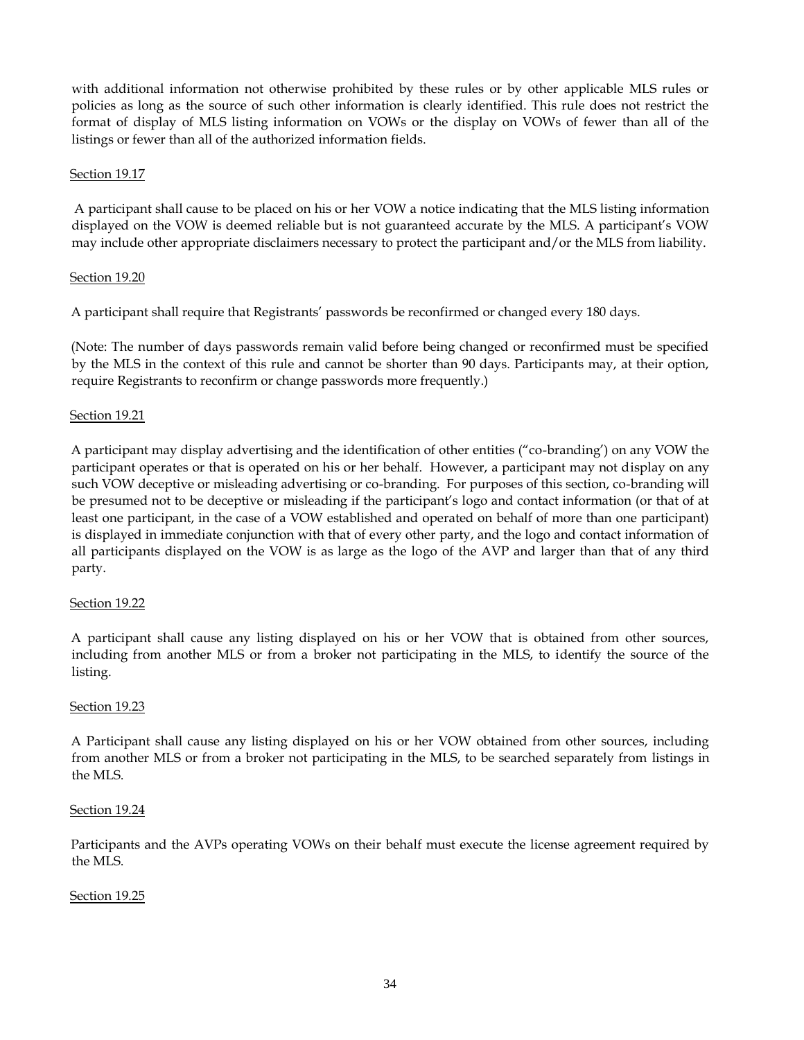with additional information not otherwise prohibited by these rules or by other applicable MLS rules or policies as long as the source of such other information is clearly identified. This rule does not restrict the format of display of MLS listing information on VOWs or the display on VOWs of fewer than all of the listings or fewer than all of the authorized information fields.

Section 19.17

A participant shall cause to be placed on his or her VOW a notice indicating that the MLS listing information displayed on the VOW is deemed reliable but is not guaranteed accurate by the MLS. A participant's VOW may include other appropriate disclaimers necessary to protect the participant and/or the MLS from liability.

Section 19.20

A participant shall require that Registrants' passwords be reconfirmed or changed every 180 days.

(Note: The number of days passwords remain valid before being changed or reconfirmed must be specified by the MLS in the context of this rule and cannot be shorter than 90 days. Participants may, at their option, require Registrants to reconfirm or change passwords more frequently.)

Section 19.21

A participant may display advertising and the identification of other entities ("co-branding') on any VOW the participant operates or that is operated on his or her behalf. However, a participant may not display on any such VOW deceptive or misleading advertising or co-branding. For purposes of this section, co-branding will be presumed not to be deceptive or misleading if the participant's logo and contact information (or that of at least one participant, in the case of a VOW established and operated on behalf of more than one participant) is displayed in immediate conjunction with that of every other party, and the logo and contact information of all participants displayed on the VOW is as large as the logo of the AVP and larger than that of any third party.

Section 19.22

A participant shall cause any listing displayed on his or her VOW that is obtained from other sources, including from another MLS or from a broker not participating in the MLS, to identify the source of the listing.

Section 19.23

A Participant shall cause any listing displayed on his or her VOW obtained from other sources, including from another MLS or from a broker not participating in the MLS, to be searched separately from listings in the MLS.

Section 19.24

Participants and the AVPs operating VOWs on their behalf must execute the license agreement required by the MLS.

Section 19.25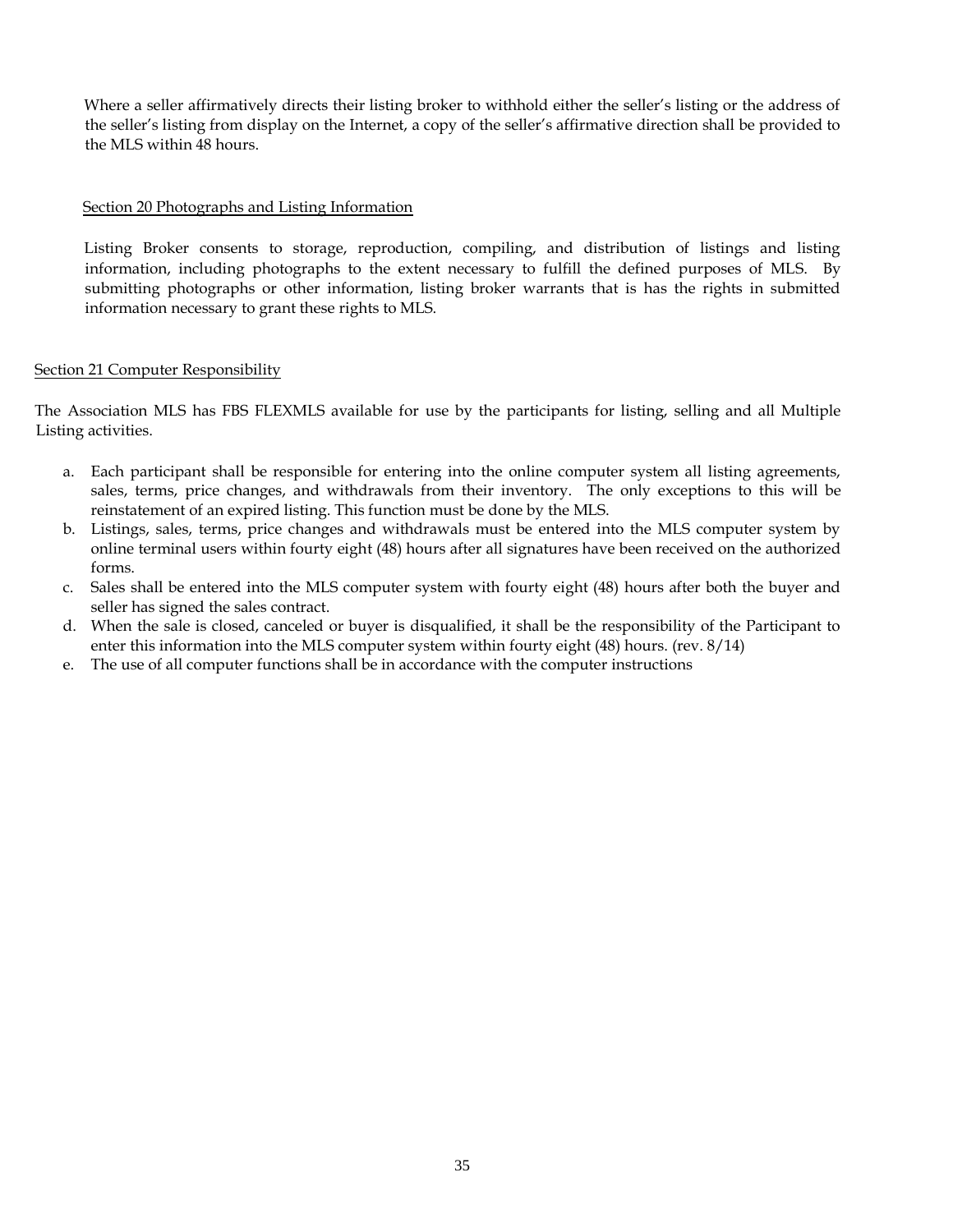Where a seller affirmatively directs their listing broker to withhold either the seller's listing or the address of the seller's listing from display on the Internet, a copy of the seller's affirmative direction shall be provided to the MLS within 48 hours.

## Section 20 Photographs and Listing Information

Listing Broker consents to storage, reproduction, compiling, and distribution of listings and listing information, including photographs to the extent necessary to fulfill the defined purposes of MLS. By submitting photographs or other information, listing broker warrants that is has the rights in submitted information necessary to grant these rights to MLS.

## Section 21 Computer Responsibility

The Association MLS has FBS FLEXMLS available for use by the participants for listing, selling and all Multiple Listing activities.

a. Each participant shall be responsible for entering into the online computer system all listing agreements, sales, terms, price changes, and withdrawals from their inventory. The only exceptions to this will be reinstatement of an expired listing. This function must be done by the MLS.
b. Listings, sales, terms, price changes and withdrawals must be entered into the MLS computer system by online terminal users within fourty eight (48) hours after all signatures have been received on the authorized forms.
c. Sales shall be entered into the MLS computer system with fourty eight (48) hours after both the buyer and seller has signed the sales contract.
d. When the sale is closed, canceled or buyer is disqualified, it shall be the responsibility of the Participant to enter this information into the MLS computer system within fourty eight (48) hours. (rev. 8/14)
e. The use of all computer functions shall be in accordance with the computer instructions